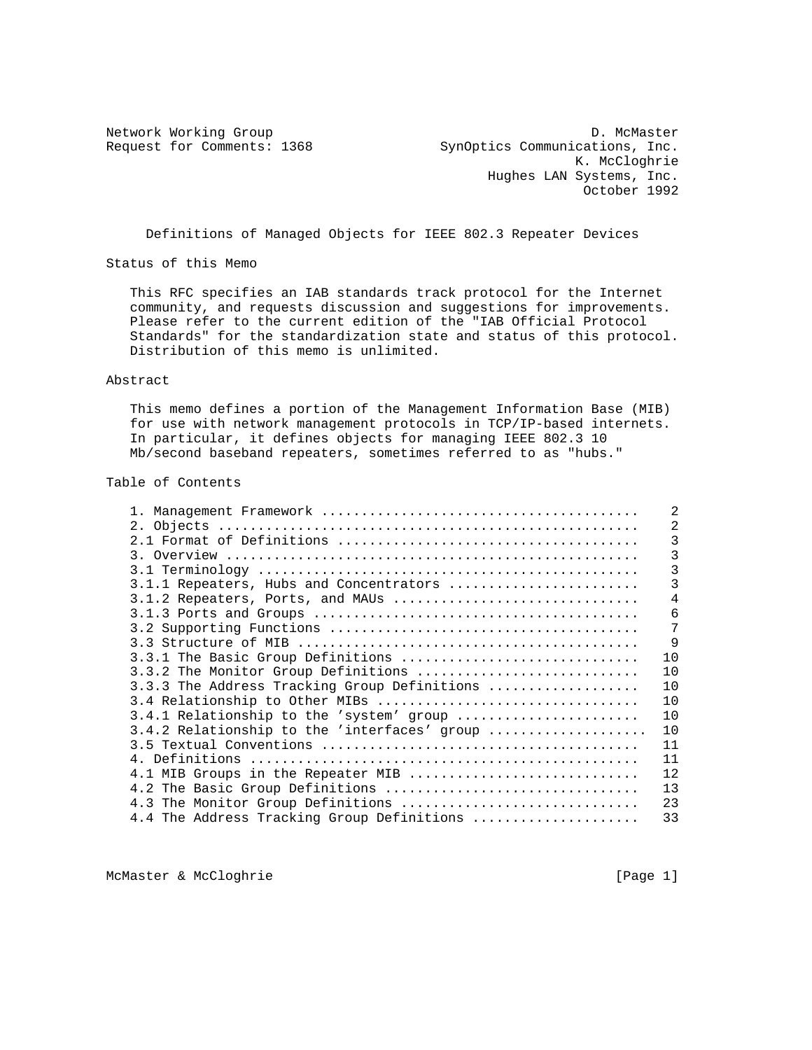Network Working Group                                        D. McMaster
Request for Comments: 1368                SynOptics Communications, Inc.
                                                            K. McCloghrie
                                                 Hughes LAN Systems, Inc.
                                                             October 1992

# Definitions of Managed Objects for IEEE 802.3 Repeater Devices

## Status of this Memo

This RFC specifies an IAB standards track protocol for the Internet community, and requests discussion and suggestions for improvements. Please refer to the current edition of the "IAB Official Protocol Standards" for the standardization state and status of this protocol. Distribution of this memo is unlimited.

## Abstract

This memo defines a portion of the Management Information Base (MIB) for use with network management protocols in TCP/IP-based internets. In particular, it defines objects for managing IEEE 802.3 10 Mb/second baseband repeaters, sometimes referred to as "hubs."

## Table of Contents

| | |
|---|---|
| 1. Management Framework | 2 |
| 2. Objects | 2 |
| 2.1 Format of Definitions | 3 |
| 3. Overview | 3 |
| 3.1 Terminology | 3 |
| 3.1.1 Repeaters, Hubs and Concentrators | 3 |
| 3.1.2 Repeaters, Ports, and MAUs | 4 |
| 3.1.3 Ports and Groups | 6 |
| 3.2 Supporting Functions | 7 |
| 3.3 Structure of MIB | 9 |
| 3.3.1 The Basic Group Definitions | 10 |
| 3.3.2 The Monitor Group Definitions | 10 |
| 3.3.3 The Address Tracking Group Definitions | 10 |
| 3.4 Relationship to Other MIBs | 10 |
| 3.4.1 Relationship to the 'system' group | 10 |
| 3.4.2 Relationship to the 'interfaces' group | 10 |
| 3.5 Textual Conventions | 11 |
| 4. Definitions | 11 |
| 4.1 MIB Groups in the Repeater MIB | 12 |
| 4.2 The Basic Group Definitions | 13 |
| 4.3 The Monitor Group Definitions | 23 |
| 4.4 The Address Tracking Group Definitions | 33 |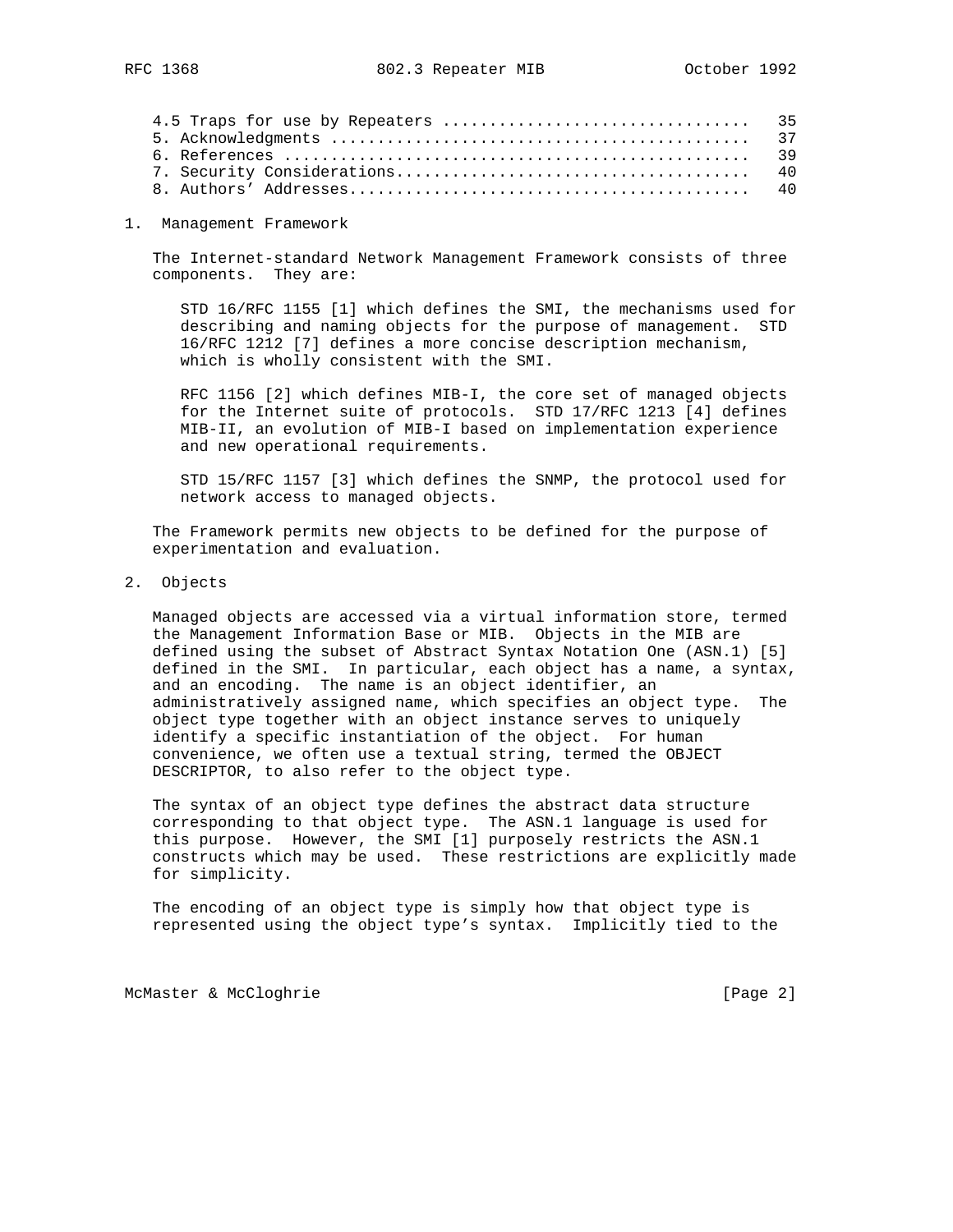4.5 Traps for use by Repeaters ................................ 35
5. Acknowledgments ........................................... 37
6. References ................................................ 39
7. Security Considerations.................................... 40
8. Authors' Addresses......................................... 40

## 1. Management Framework

The Internet-standard Network Management Framework consists of three components. They are:

STD 16/RFC 1155 [1] which defines the SMI, the mechanisms used for describing and naming objects for the purpose of management. STD 16/RFC 1212 [7] defines a more concise description mechanism, which is wholly consistent with the SMI.

RFC 1156 [2] which defines MIB-I, the core set of managed objects for the Internet suite of protocols. STD 17/RFC 1213 [4] defines MIB-II, an evolution of MIB-I based on implementation experience and new operational requirements.

STD 15/RFC 1157 [3] which defines the SNMP, the protocol used for network access to managed objects.

The Framework permits new objects to be defined for the purpose of experimentation and evaluation.

## 2. Objects

Managed objects are accessed via a virtual information store, termed the Management Information Base or MIB. Objects in the MIB are defined using the subset of Abstract Syntax Notation One (ASN.1) [5] defined in the SMI. In particular, each object has a name, a syntax, and an encoding. The name is an object identifier, an administratively assigned name, which specifies an object type. The object type together with an object instance serves to uniquely identify a specific instantiation of the object. For human convenience, we often use a textual string, termed the OBJECT DESCRIPTOR, to also refer to the object type.

The syntax of an object type defines the abstract data structure corresponding to that object type. The ASN.1 language is used for this purpose. However, the SMI [1] purposely restricts the ASN.1 constructs which may be used. These restrictions are explicitly made for simplicity.

The encoding of an object type is simply how that object type is represented using the object type's syntax. Implicitly tied to the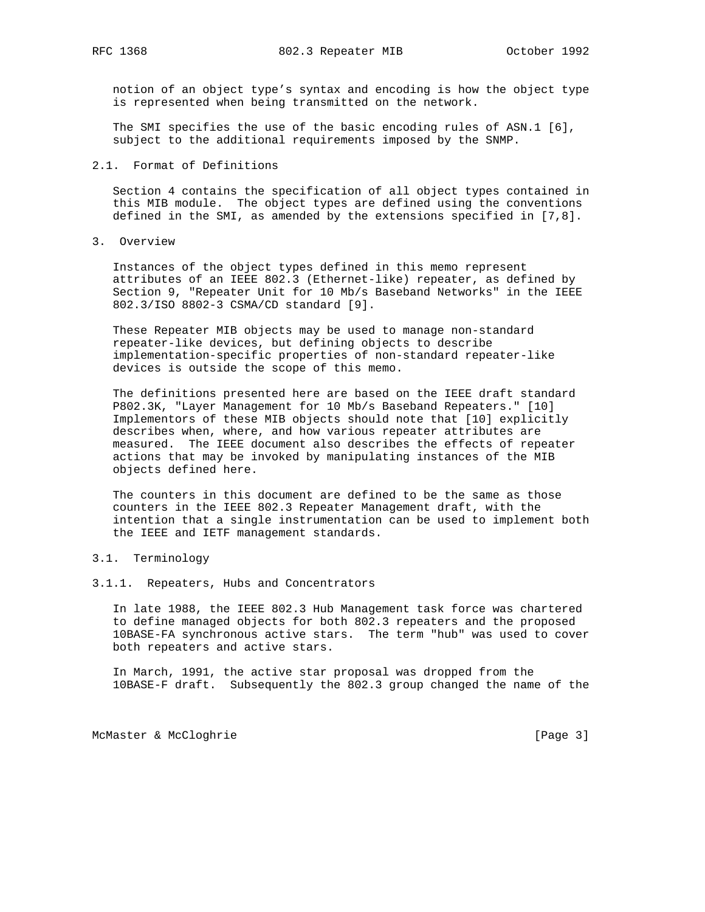notion of an object type's syntax and encoding is how the object type is represented when being transmitted on the network.

The SMI specifies the use of the basic encoding rules of ASN.1 [6], subject to the additional requirements imposed by the SNMP.

## 2.1. Format of Definitions

Section 4 contains the specification of all object types contained in this MIB module. The object types are defined using the conventions defined in the SMI, as amended by the extensions specified in [7,8].

# 3. Overview

Instances of the object types defined in this memo represent attributes of an IEEE 802.3 (Ethernet-like) repeater, as defined by Section 9, "Repeater Unit for 10 Mb/s Baseband Networks" in the IEEE 802.3/ISO 8802-3 CSMA/CD standard [9].

These Repeater MIB objects may be used to manage non-standard repeater-like devices, but defining objects to describe implementation-specific properties of non-standard repeater-like devices is outside the scope of this memo.

The definitions presented here are based on the IEEE draft standard P802.3K, "Layer Management for 10 Mb/s Baseband Repeaters." [10] Implementors of these MIB objects should note that [10] explicitly describes when, where, and how various repeater attributes are measured. The IEEE document also describes the effects of repeater actions that may be invoked by manipulating instances of the MIB objects defined here.

The counters in this document are defined to be the same as those counters in the IEEE 802.3 Repeater Management draft, with the intention that a single instrumentation can be used to implement both the IEEE and IETF management standards.

## 3.1. Terminology

### 3.1.1. Repeaters, Hubs and Concentrators

In late 1988, the IEEE 802.3 Hub Management task force was chartered to define managed objects for both 802.3 repeaters and the proposed 10BASE-FA synchronous active stars. The term "hub" was used to cover both repeaters and active stars.

In March, 1991, the active star proposal was dropped from the 10BASE-F draft. Subsequently the 802.3 group changed the name of the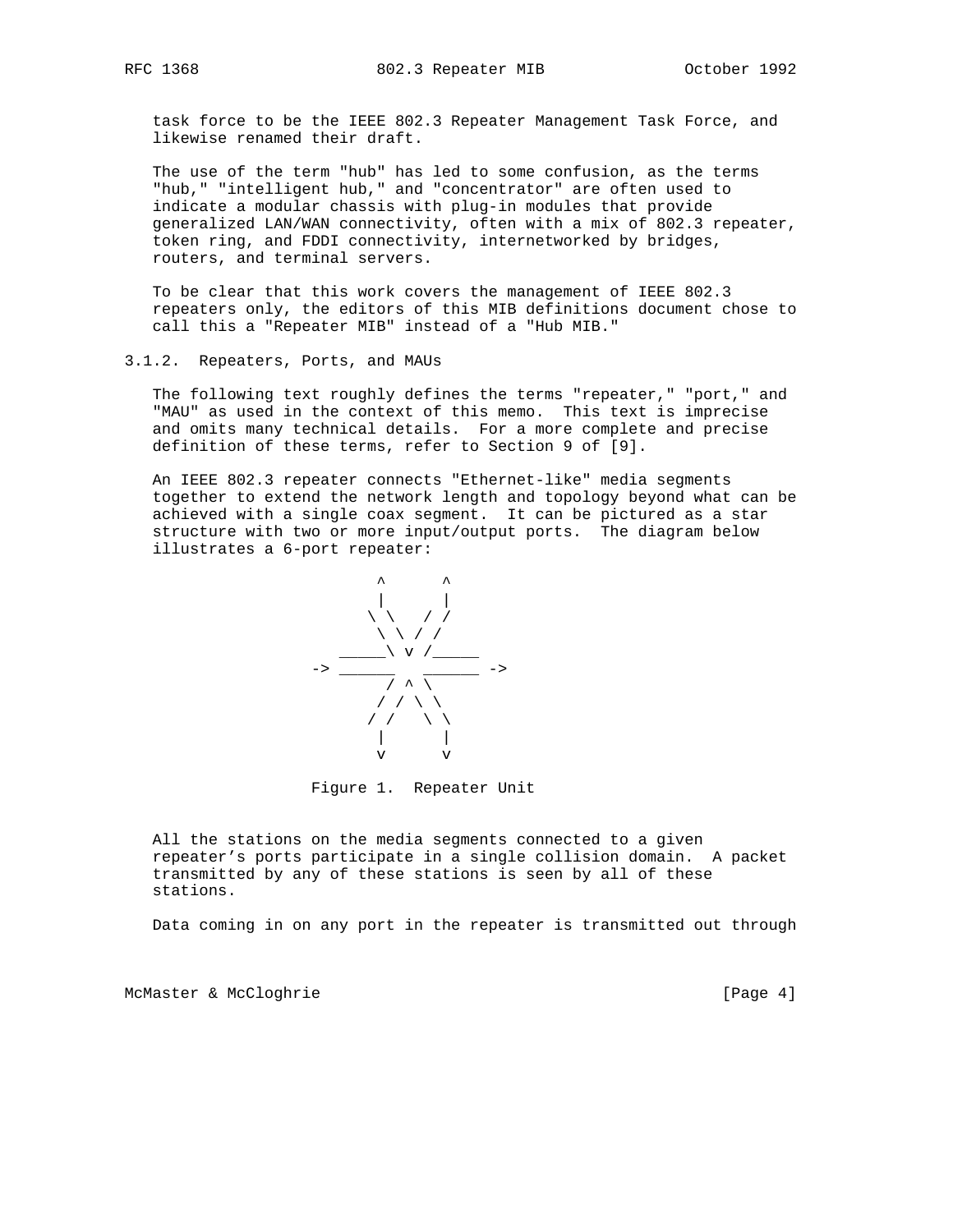task force to be the IEEE 802.3 Repeater Management Task Force, and likewise renamed their draft.

The use of the term "hub" has led to some confusion, as the terms "hub," "intelligent hub," and "concentrator" are often used to indicate a modular chassis with plug-in modules that provide generalized LAN/WAN connectivity, often with a mix of 802.3 repeater, token ring, and FDDI connectivity, internetworked by bridges, routers, and terminal servers.

To be clear that this work covers the management of IEEE 802.3 repeaters only, the editors of this MIB definitions document chose to call this a "Repeater MIB" instead of a "Hub MIB."

### 3.1.2. Repeaters, Ports, and MAUs

The following text roughly defines the terms "repeater," "port," and "MAU" as used in the context of this memo. This text is imprecise and omits many technical details. For a more complete and precise definition of these terms, refer to Section 9 of [9].

An IEEE 802.3 repeater connects "Ethernet-like" media segments together to extend the network length and topology beyond what can be achieved with a single coax segment. It can be pictured as a star structure with two or more input/output ports. The diagram below illustrates a 6-port repeater:

```
                   ^      ^
                   |      |
                  \ \    / /
                   \ \  / /
               _____\ v /_____
           -> ______   ______ ->
                    / ^ \
                   / / \ \
                  / /   \ \
                   |      |
                   v      v
```

Figure 1. Repeater Unit

All the stations on the media segments connected to a given repeater's ports participate in a single collision domain. A packet transmitted by any of these stations is seen by all of these stations.

Data coming in on any port in the repeater is transmitted out through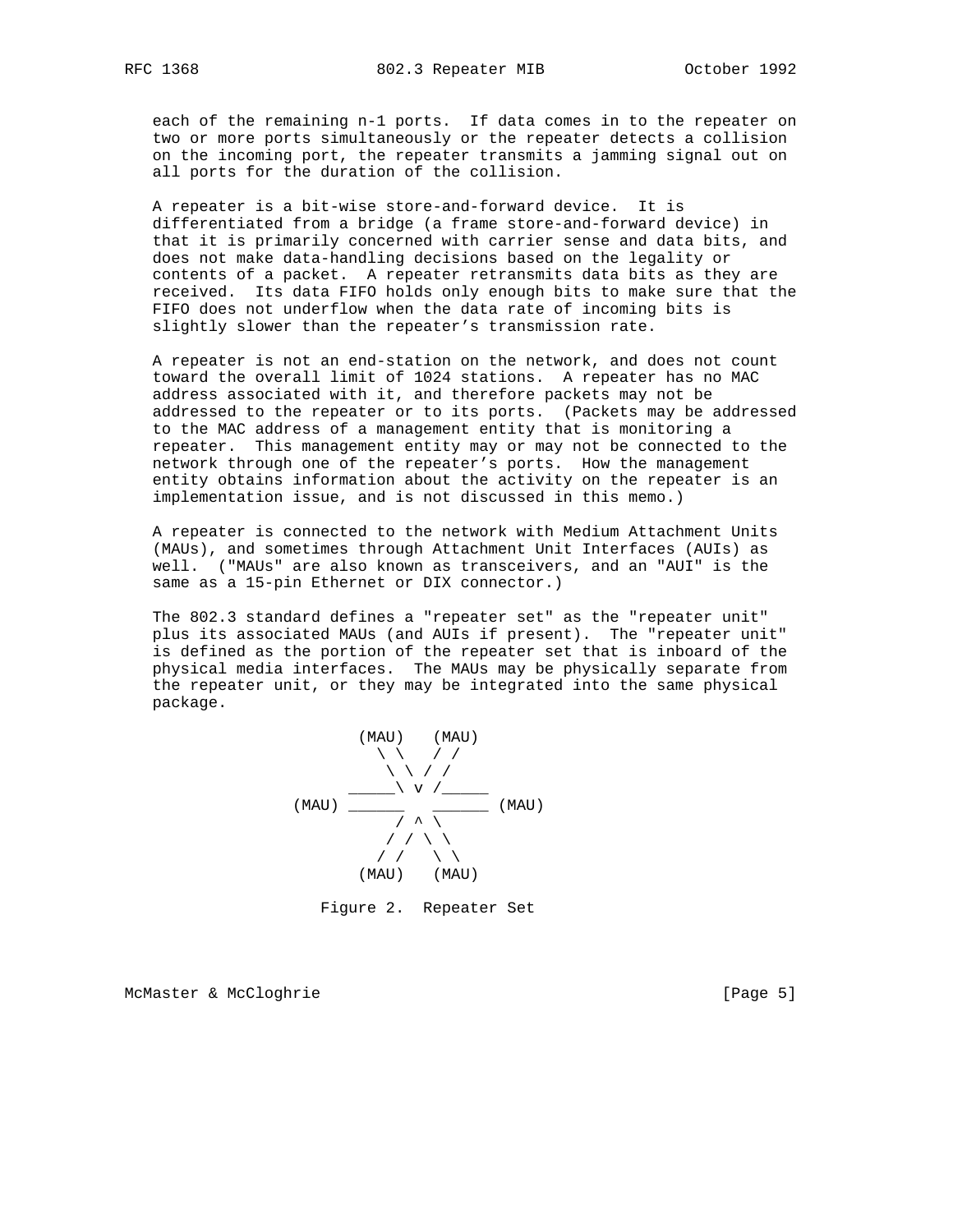each of the remaining n-1 ports. If data comes in to the repeater on two or more ports simultaneously or the repeater detects a collision on the incoming port, the repeater transmits a jamming signal out on all ports for the duration of the collision.

A repeater is a bit-wise store-and-forward device. It is differentiated from a bridge (a frame store-and-forward device) in that it is primarily concerned with carrier sense and data bits, and does not make data-handling decisions based on the legality or contents of a packet. A repeater retransmits data bits as they are received. Its data FIFO holds only enough bits to make sure that the FIFO does not underflow when the data rate of incoming bits is slightly slower than the repeater's transmission rate.

A repeater is not an end-station on the network, and does not count toward the overall limit of 1024 stations. A repeater has no MAC address associated with it, and therefore packets may not be addressed to the repeater or to its ports. (Packets may be addressed to the MAC address of a management entity that is monitoring a repeater. This management entity may or may not be connected to the network through one of the repeater's ports. How the management entity obtains information about the activity on the repeater is an implementation issue, and is not discussed in this memo.)

A repeater is connected to the network with Medium Attachment Units (MAUs), and sometimes through Attachment Unit Interfaces (AUIs) as well. ("MAUs" are also known as transceivers, and an "AUI" is the same as a 15-pin Ethernet or DIX connector.)

The 802.3 standard defines a "repeater set" as the "repeater unit" plus its associated MAUs (and AUIs if present). The "repeater unit" is defined as the portion of the repeater set that is inboard of the physical media interfaces. The MAUs may be physically separate from the repeater unit, or they may be integrated into the same physical package.

```
               (MAU)   (MAU)
                 \ \   / /
                  \ \ / /
              _____\ v /_____
        (MAU) ______   ______ (MAU)
                   / ^ \
                  / / \ \
                 / /   \ \
               (MAU)   (MAU)
```

Figure 2. Repeater Set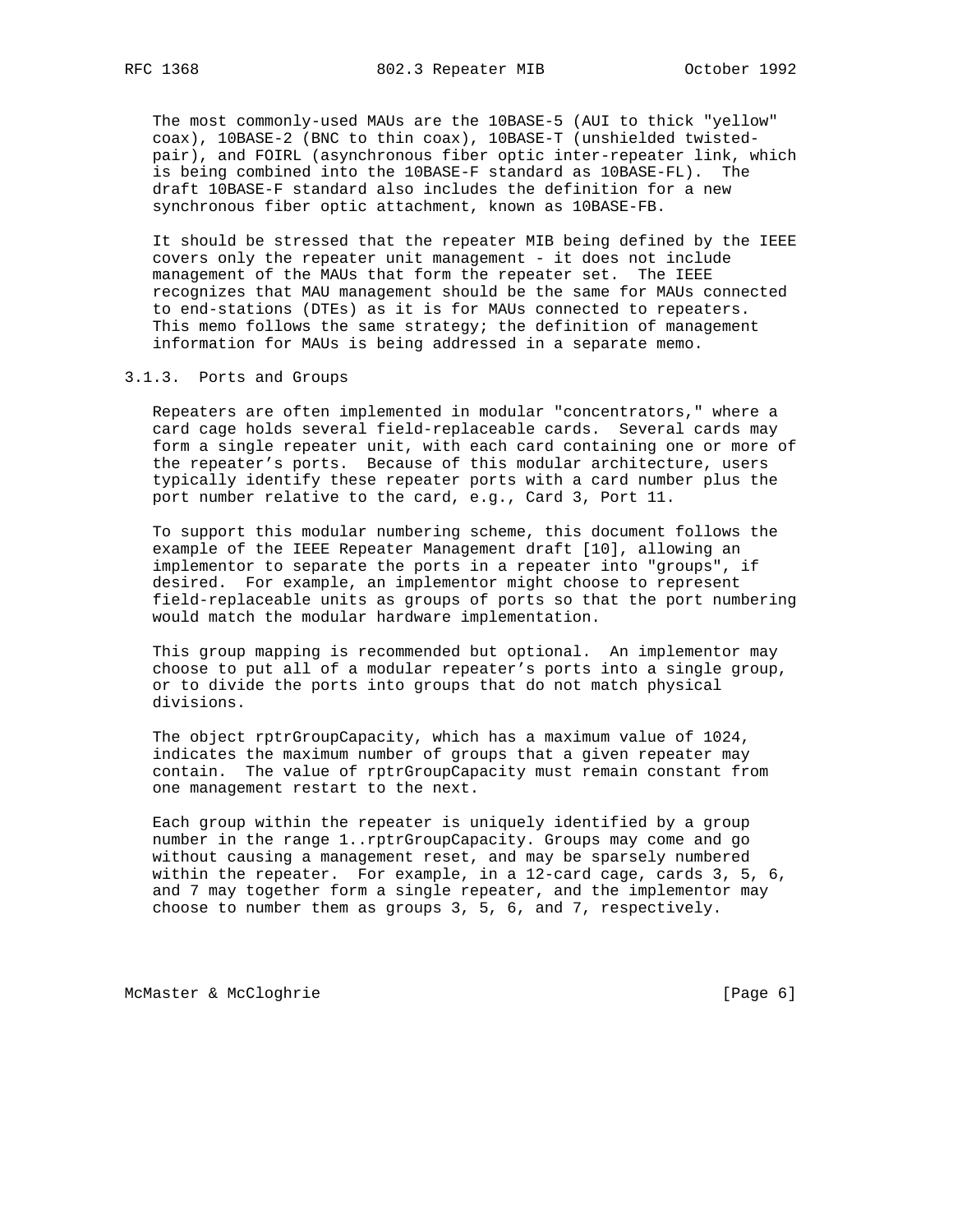The most commonly-used MAUs are the 10BASE-5 (AUI to thick "yellow" coax), 10BASE-2 (BNC to thin coax), 10BASE-T (unshielded twisted-pair), and FOIRL (asynchronous fiber optic inter-repeater link, which is being combined into the 10BASE-F standard as 10BASE-FL). The draft 10BASE-F standard also includes the definition for a new synchronous fiber optic attachment, known as 10BASE-FB.

It should be stressed that the repeater MIB being defined by the IEEE covers only the repeater unit management - it does not include management of the MAUs that form the repeater set. The IEEE recognizes that MAU management should be the same for MAUs connected to end-stations (DTEs) as it is for MAUs connected to repeaters. This memo follows the same strategy; the definition of management information for MAUs is being addressed in a separate memo.

### 3.1.3. Ports and Groups

Repeaters are often implemented in modular "concentrators," where a card cage holds several field-replaceable cards. Several cards may form a single repeater unit, with each card containing one or more of the repeater's ports. Because of this modular architecture, users typically identify these repeater ports with a card number plus the port number relative to the card, e.g., Card 3, Port 11.

To support this modular numbering scheme, this document follows the example of the IEEE Repeater Management draft [10], allowing an implementor to separate the ports in a repeater into "groups", if desired. For example, an implementor might choose to represent field-replaceable units as groups of ports so that the port numbering would match the modular hardware implementation.

This group mapping is recommended but optional. An implementor may choose to put all of a modular repeater's ports into a single group, or to divide the ports into groups that do not match physical divisions.

The object rptrGroupCapacity, which has a maximum value of 1024, indicates the maximum number of groups that a given repeater may contain. The value of rptrGroupCapacity must remain constant from one management restart to the next.

Each group within the repeater is uniquely identified by a group number in the range 1..rptrGroupCapacity. Groups may come and go without causing a management reset, and may be sparsely numbered within the repeater. For example, in a 12-card cage, cards 3, 5, 6, and 7 may together form a single repeater, and the implementor may choose to number them as groups 3, 5, 6, and 7, respectively.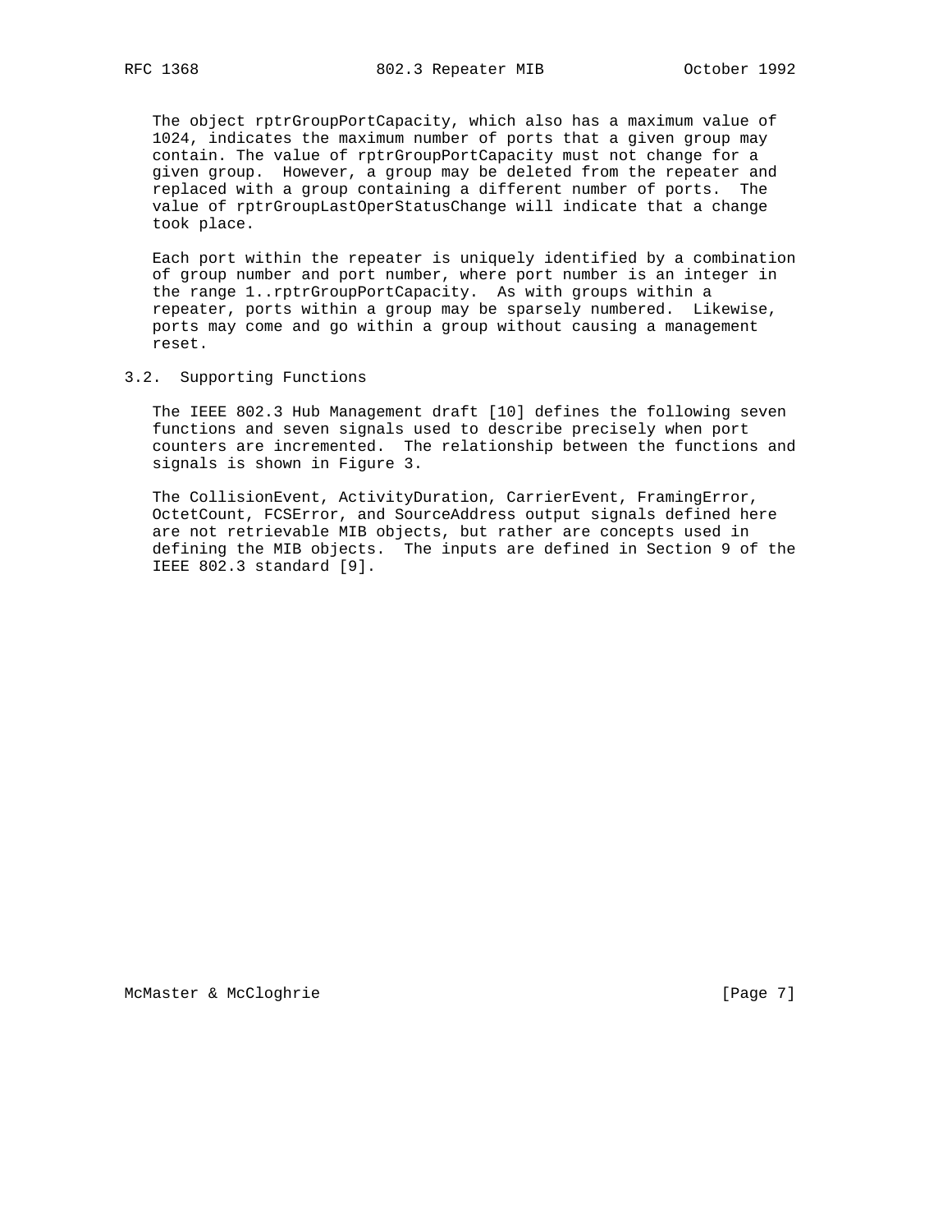The object rptrGroupPortCapacity, which also has a maximum value of 1024, indicates the maximum number of ports that a given group may contain. The value of rptrGroupPortCapacity must not change for a given group. However, a group may be deleted from the repeater and replaced with a group containing a different number of ports. The value of rptrGroupLastOperStatusChange will indicate that a change took place.

Each port within the repeater is uniquely identified by a combination of group number and port number, where port number is an integer in the range 1..rptrGroupPortCapacity. As with groups within a repeater, ports within a group may be sparsely numbered. Likewise, ports may come and go within a group without causing a management reset.

## 3.2. Supporting Functions

The IEEE 802.3 Hub Management draft [10] defines the following seven functions and seven signals used to describe precisely when port counters are incremented. The relationship between the functions and signals is shown in Figure 3.

The CollisionEvent, ActivityDuration, CarrierEvent, FramingError, OctetCount, FCSError, and SourceAddress output signals defined here are not retrievable MIB objects, but rather are concepts used in defining the MIB objects. The inputs are defined in Section 9 of the IEEE 802.3 standard [9].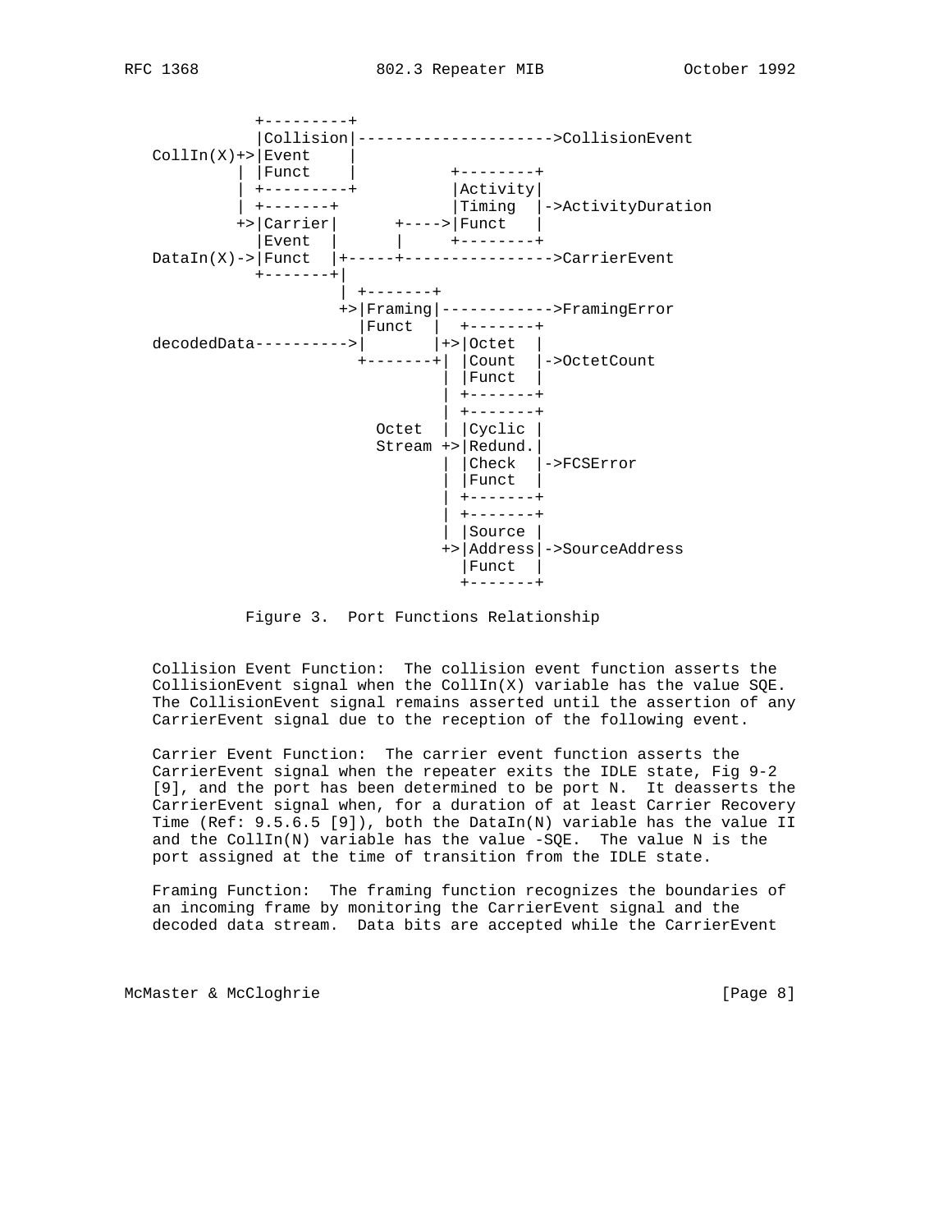```
             +---------+
             |Collision|--------------------->CollisionEvent
   CollIn(X)+>|Event    |
           | |Funct    |          +--------+
           | +---------+          |Activity|
           | +-------+            |Timing  |->ActivityDuration
           +>|Carrier|      +---->|Funct   |
             |Event  |      |     +--------+
   DataIn(X)->|Funct  |+-----+---------------->CarrierEvent
             +-------+|
                      | +-------+
                      +>|Framing|------------>FramingError
                        |Funct  |  +-------+
   decodedData---------->|       |+>|Octet  |
                        +-------+| |Count  |->OctetCount
                                 | |Funct  |
                                 | +-------+
                                 | +-------+
                          Octet  | |Cyclic |
                          Stream +>|Redund.|
                                 | |Check  |->FCSError
                                 | |Funct  |
                                 | +-------+
                                 | +-------+
                                 | |Source |
                                 +>|Address|->SourceAddress
                                   |Funct  |
                                   +-------+
```

Figure 3. Port Functions Relationship

Collision Event Function: The collision event function asserts the CollisionEvent signal when the CollIn(X) variable has the value SQE. The CollisionEvent signal remains asserted until the assertion of any CarrierEvent signal due to the reception of the following event.

Carrier Event Function: The carrier event function asserts the CarrierEvent signal when the repeater exits the IDLE state, Fig 9-2 [9], and the port has been determined to be port N. It deasserts the CarrierEvent signal when, for a duration of at least Carrier Recovery Time (Ref: 9.5.6.5 [9]), both the DataIn(N) variable has the value II and the CollIn(N) variable has the value -SQE. The value N is the port assigned at the time of transition from the IDLE state.

Framing Function: The framing function recognizes the boundaries of an incoming frame by monitoring the CarrierEvent signal and the decoded data stream. Data bits are accepted while the CarrierEvent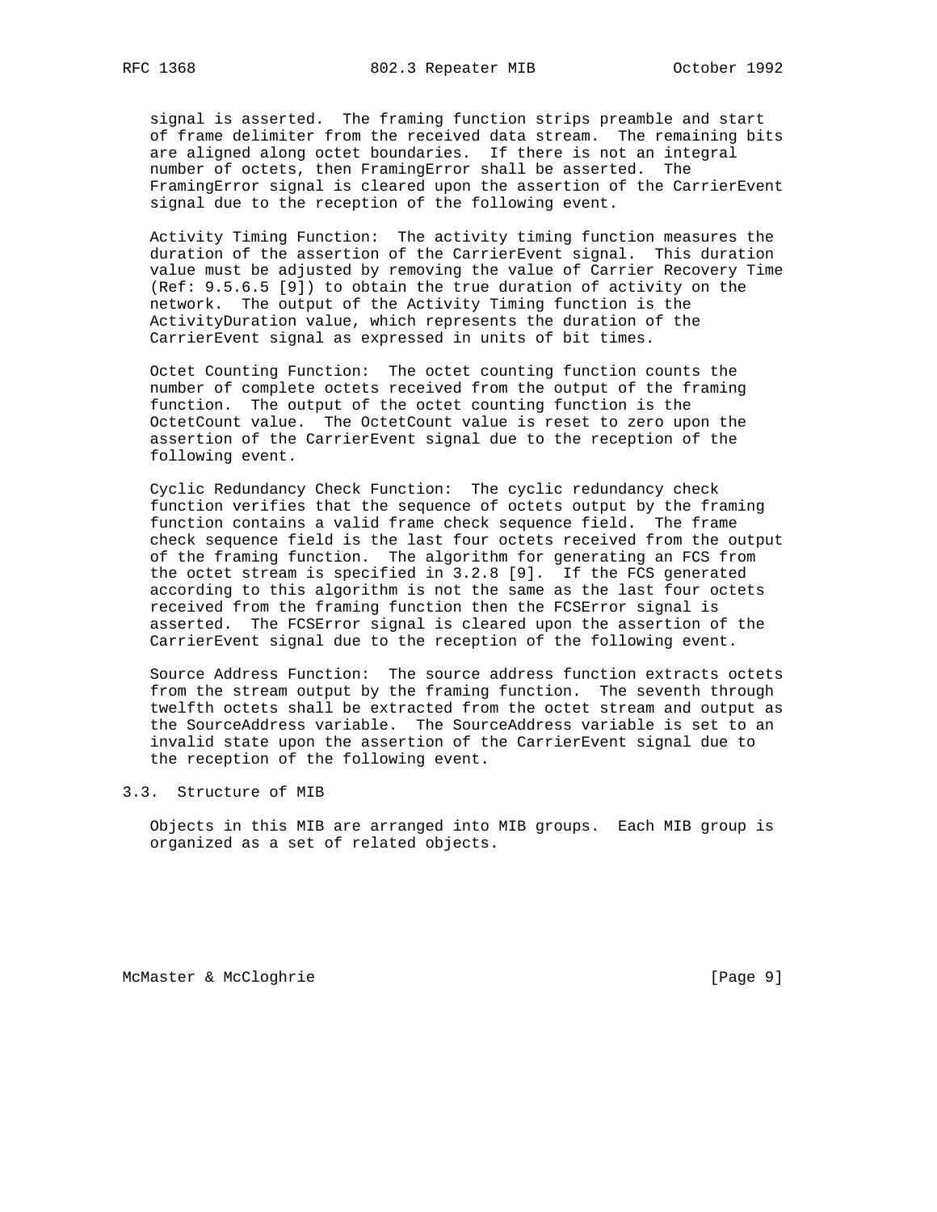signal is asserted. The framing function strips preamble and start of frame delimiter from the received data stream. The remaining bits are aligned along octet boundaries. If there is not an integral number of octets, then FramingError shall be asserted. The FramingError signal is cleared upon the assertion of the CarrierEvent signal due to the reception of the following event.

Activity Timing Function: The activity timing function measures the duration of the assertion of the CarrierEvent signal. This duration value must be adjusted by removing the value of Carrier Recovery Time (Ref: 9.5.6.5 [9]) to obtain the true duration of activity on the network. The output of the Activity Timing function is the ActivityDuration value, which represents the duration of the CarrierEvent signal as expressed in units of bit times.

Octet Counting Function: The octet counting function counts the number of complete octets received from the output of the framing function. The output of the octet counting function is the OctetCount value. The OctetCount value is reset to zero upon the assertion of the CarrierEvent signal due to the reception of the following event.

Cyclic Redundancy Check Function: The cyclic redundancy check function verifies that the sequence of octets output by the framing function contains a valid frame check sequence field. The frame check sequence field is the last four octets received from the output of the framing function. The algorithm for generating an FCS from the octet stream is specified in 3.2.8 [9]. If the FCS generated according to this algorithm is not the same as the last four octets received from the framing function then the FCSError signal is asserted. The FCSError signal is cleared upon the assertion of the CarrierEvent signal due to the reception of the following event.

Source Address Function: The source address function extracts octets from the stream output by the framing function. The seventh through twelfth octets shall be extracted from the octet stream and output as the SourceAddress variable. The SourceAddress variable is set to an invalid state upon the assertion of the CarrierEvent signal due to the reception of the following event.

## 3.3. Structure of MIB

Objects in this MIB are arranged into MIB groups. Each MIB group is organized as a set of related objects.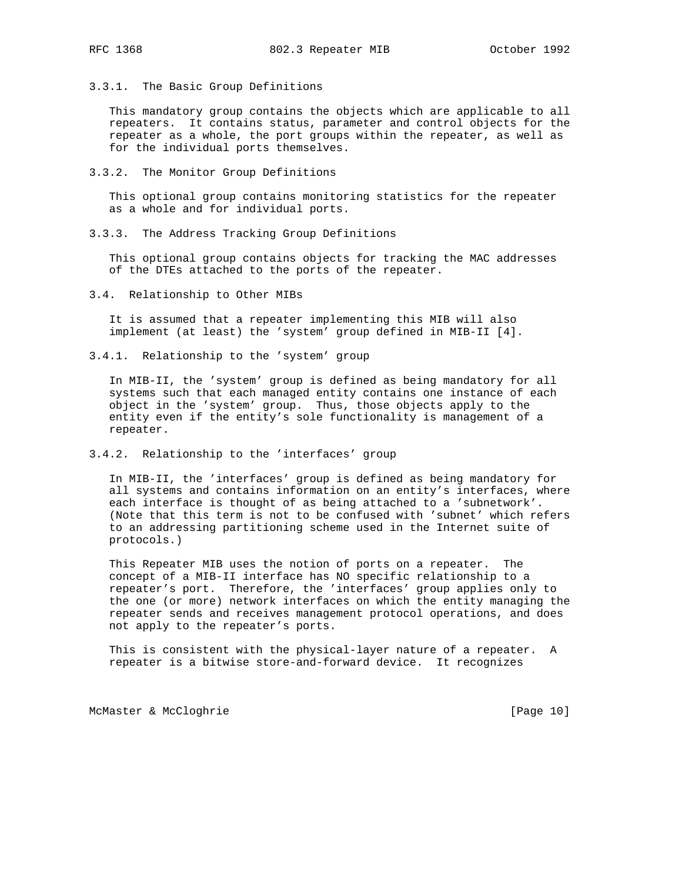### 3.3.1. The Basic Group Definitions

This mandatory group contains the objects which are applicable to all repeaters. It contains status, parameter and control objects for the repeater as a whole, the port groups within the repeater, as well as for the individual ports themselves.

### 3.3.2. The Monitor Group Definitions

This optional group contains monitoring statistics for the repeater as a whole and for individual ports.

### 3.3.3. The Address Tracking Group Definitions

This optional group contains objects for tracking the MAC addresses of the DTEs attached to the ports of the repeater.

## 3.4. Relationship to Other MIBs

It is assumed that a repeater implementing this MIB will also implement (at least) the 'system' group defined in MIB-II [4].

### 3.4.1. Relationship to the 'system' group

In MIB-II, the 'system' group is defined as being mandatory for all systems such that each managed entity contains one instance of each object in the 'system' group. Thus, those objects apply to the entity even if the entity's sole functionality is management of a repeater.

### 3.4.2. Relationship to the 'interfaces' group

In MIB-II, the 'interfaces' group is defined as being mandatory for all systems and contains information on an entity's interfaces, where each interface is thought of as being attached to a 'subnetwork'. (Note that this term is not to be confused with 'subnet' which refers to an addressing partitioning scheme used in the Internet suite of protocols.)

This Repeater MIB uses the notion of ports on a repeater. The concept of a MIB-II interface has NO specific relationship to a repeater's port. Therefore, the 'interfaces' group applies only to the one (or more) network interfaces on which the entity managing the repeater sends and receives management protocol operations, and does not apply to the repeater's ports.

This is consistent with the physical-layer nature of a repeater. A repeater is a bitwise store-and-forward device. It recognizes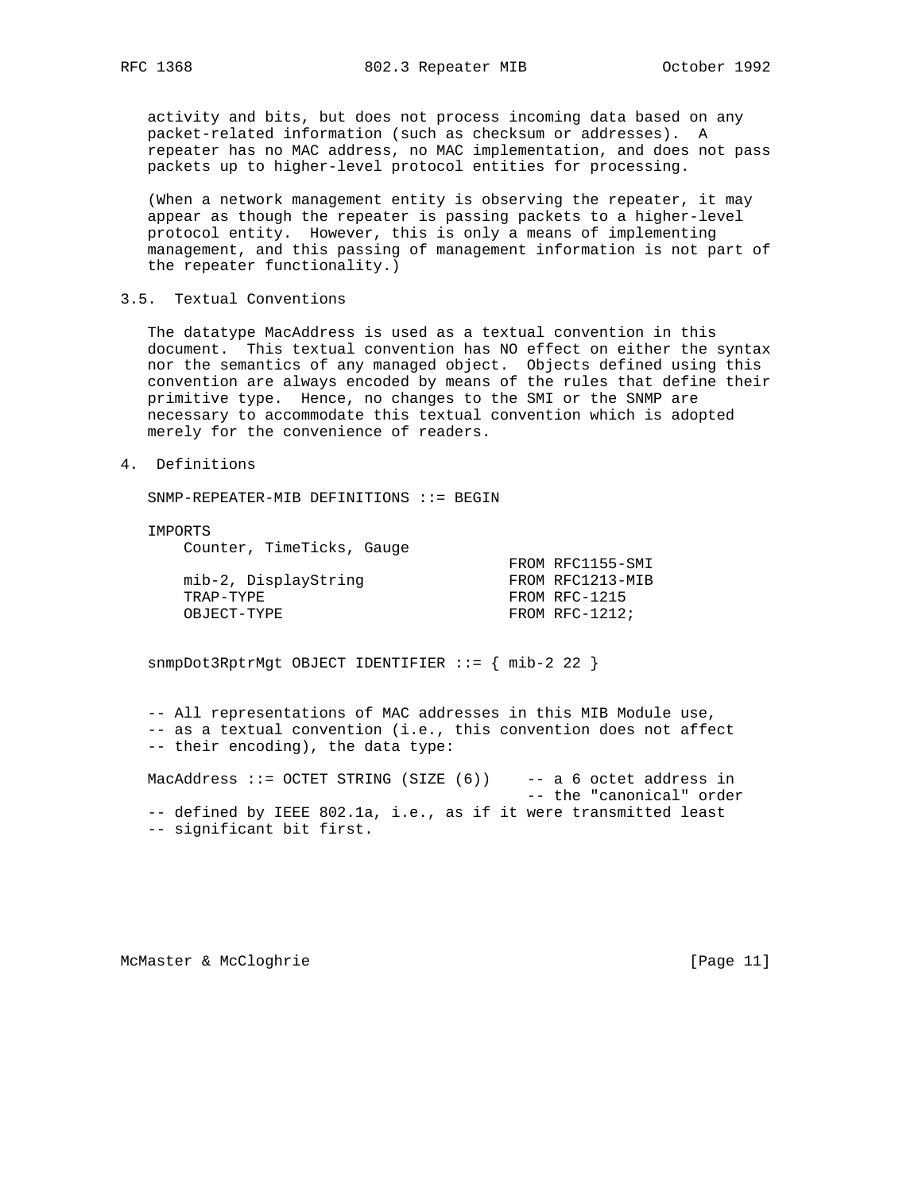activity and bits, but does not process incoming data based on any packet-related information (such as checksum or addresses). A repeater has no MAC address, no MAC implementation, and does not pass packets up to higher-level protocol entities for processing.

(When a network management entity is observing the repeater, it may appear as though the repeater is passing packets to a higher-level protocol entity. However, this is only a means of implementing management, and this passing of management information is not part of the repeater functionality.)

### 3.5. Textual Conventions

The datatype MacAddress is used as a textual convention in this document. This textual convention has NO effect on either the syntax nor the semantics of any managed object. Objects defined using this convention are always encoded by means of the rules that define their primitive type. Hence, no changes to the SMI or the SNMP are necessary to accommodate this textual convention which is adopted merely for the convenience of readers.

## 4. Definitions

```
SNMP-REPEATER-MIB DEFINITIONS ::= BEGIN

IMPORTS
    Counter, TimeTicks, Gauge
                                        FROM RFC1155-SMI
    mib-2, DisplayString                FROM RFC1213-MIB
    TRAP-TYPE                           FROM RFC-1215
    OBJECT-TYPE                         FROM RFC-1212;


snmpDot3RptrMgt OBJECT IDENTIFIER ::= { mib-2 22 }


-- All representations of MAC addresses in this MIB Module use,
-- as a textual convention (i.e., this convention does not affect
-- their encoding), the data type:

MacAddress ::= OCTET STRING (SIZE (6))    -- a 6 octet address in
                                          -- the "canonical" order
-- defined by IEEE 802.1a, i.e., as if it were transmitted least
-- significant bit first.
```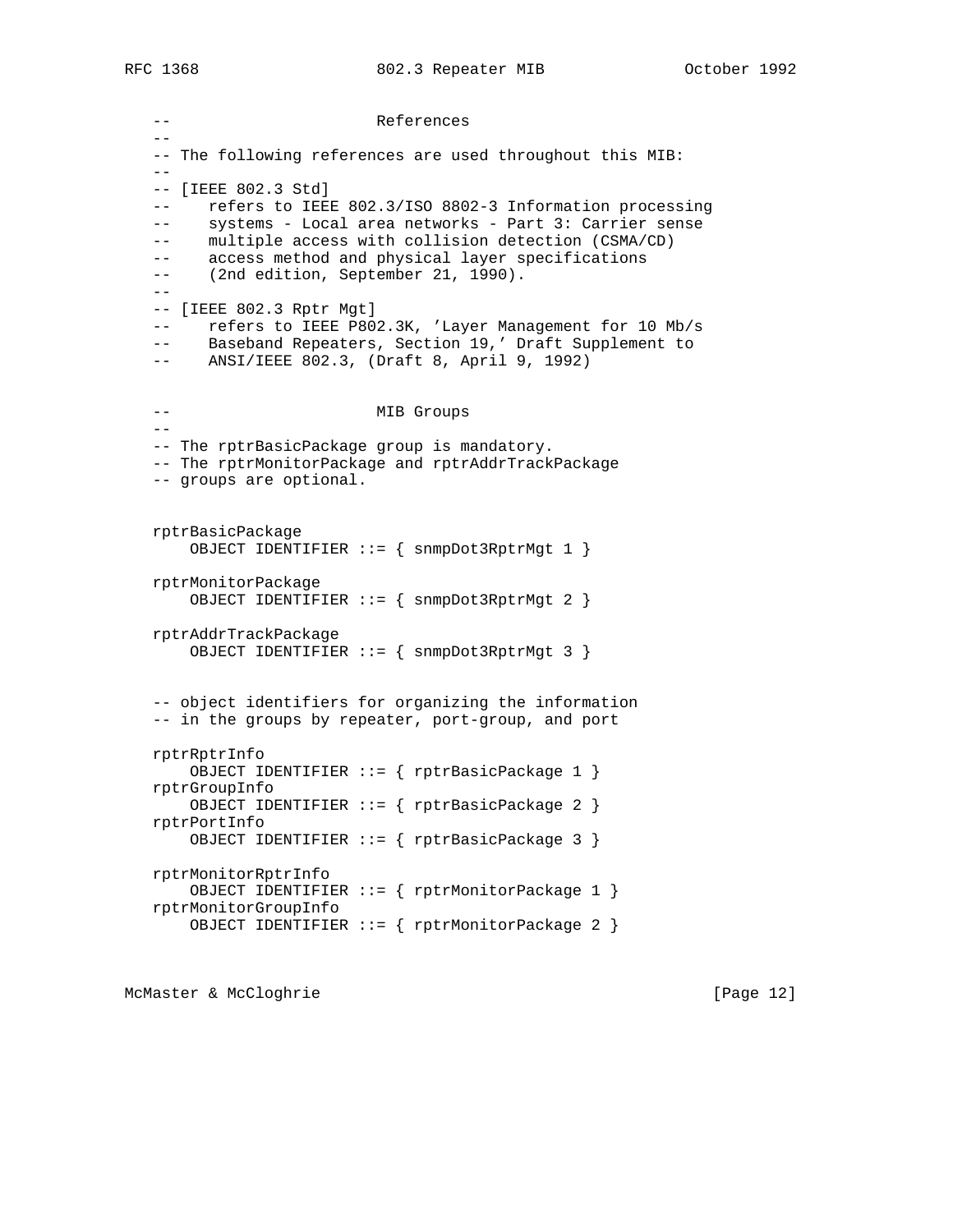```
--                      References
--
-- The following references are used throughout this MIB:
--
-- [IEEE 802.3 Std]
--     refers to IEEE 802.3/ISO 8802-3 Information processing
--     systems - Local area networks - Part 3: Carrier sense
--     multiple access with collision detection (CSMA/CD)
--     access method and physical layer specifications
--     (2nd edition, September 21, 1990).
--
-- [IEEE 802.3 Rptr Mgt]
--     refers to IEEE P802.3K, 'Layer Management for 10 Mb/s
--     Baseband Repeaters, Section 19,' Draft Supplement to
--     ANSI/IEEE 802.3, (Draft 8, April 9, 1992)


--                      MIB Groups
--
-- The rptrBasicPackage group is mandatory.
-- The rptrMonitorPackage and rptrAddrTrackPackage
-- groups are optional.


rptrBasicPackage
    OBJECT IDENTIFIER ::= { snmpDot3RptrMgt 1 }

rptrMonitorPackage
    OBJECT IDENTIFIER ::= { snmpDot3RptrMgt 2 }

rptrAddrTrackPackage
    OBJECT IDENTIFIER ::= { snmpDot3RptrMgt 3 }


-- object identifiers for organizing the information
-- in the groups by repeater, port-group, and port

rptrRptrInfo
    OBJECT IDENTIFIER ::= { rptrBasicPackage 1 }
rptrGroupInfo
    OBJECT IDENTIFIER ::= { rptrBasicPackage 2 }
rptrPortInfo
    OBJECT IDENTIFIER ::= { rptrBasicPackage 3 }

rptrMonitorRptrInfo
    OBJECT IDENTIFIER ::= { rptrMonitorPackage 1 }
rptrMonitorGroupInfo
    OBJECT IDENTIFIER ::= { rptrMonitorPackage 2 }
```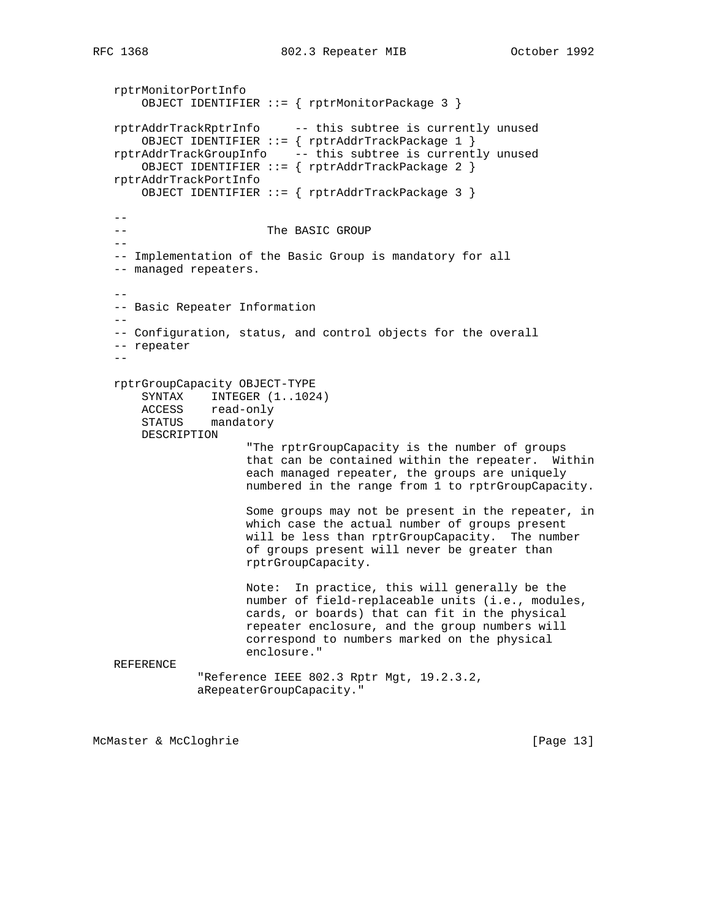```
   rptrMonitorPortInfo
       OBJECT IDENTIFIER ::= { rptrMonitorPackage 3 }

   rptrAddrTrackRptrInfo     -- this subtree is currently unused
       OBJECT IDENTIFIER ::= { rptrAddrTrackPackage 1 }
   rptrAddrTrackGroupInfo    -- this subtree is currently unused
       OBJECT IDENTIFIER ::= { rptrAddrTrackPackage 2 }
   rptrAddrTrackPortInfo
       OBJECT IDENTIFIER ::= { rptrAddrTrackPackage 3 }

   --
   --                    The BASIC GROUP
   --
   -- Implementation of the Basic Group is mandatory for all
   -- managed repeaters.

   --
   -- Basic Repeater Information
   --
   -- Configuration, status, and control objects for the overall
   -- repeater
   --

   rptrGroupCapacity OBJECT-TYPE
       SYNTAX    INTEGER (1..1024)
       ACCESS    read-only
       STATUS    mandatory
       DESCRIPTION
                 "The rptrGroupCapacity is the number of groups
                 that can be contained within the repeater.  Within
                 each managed repeater, the groups are uniquely
                 numbered in the range from 1 to rptrGroupCapacity.

                 Some groups may not be present in the repeater, in
                 which case the actual number of groups present
                 will be less than rptrGroupCapacity.  The number
                 of groups present will never be greater than
                 rptrGroupCapacity.

                 Note:  In practice, this will generally be the
                 number of field-replaceable units (i.e., modules,
                 cards, or boards) that can fit in the physical
                 repeater enclosure, and the group numbers will
                 correspond to numbers marked on the physical
                 enclosure."
   REFERENCE
             "Reference IEEE 802.3 Rptr Mgt, 19.2.3.2,
             aRepeaterGroupCapacity."
```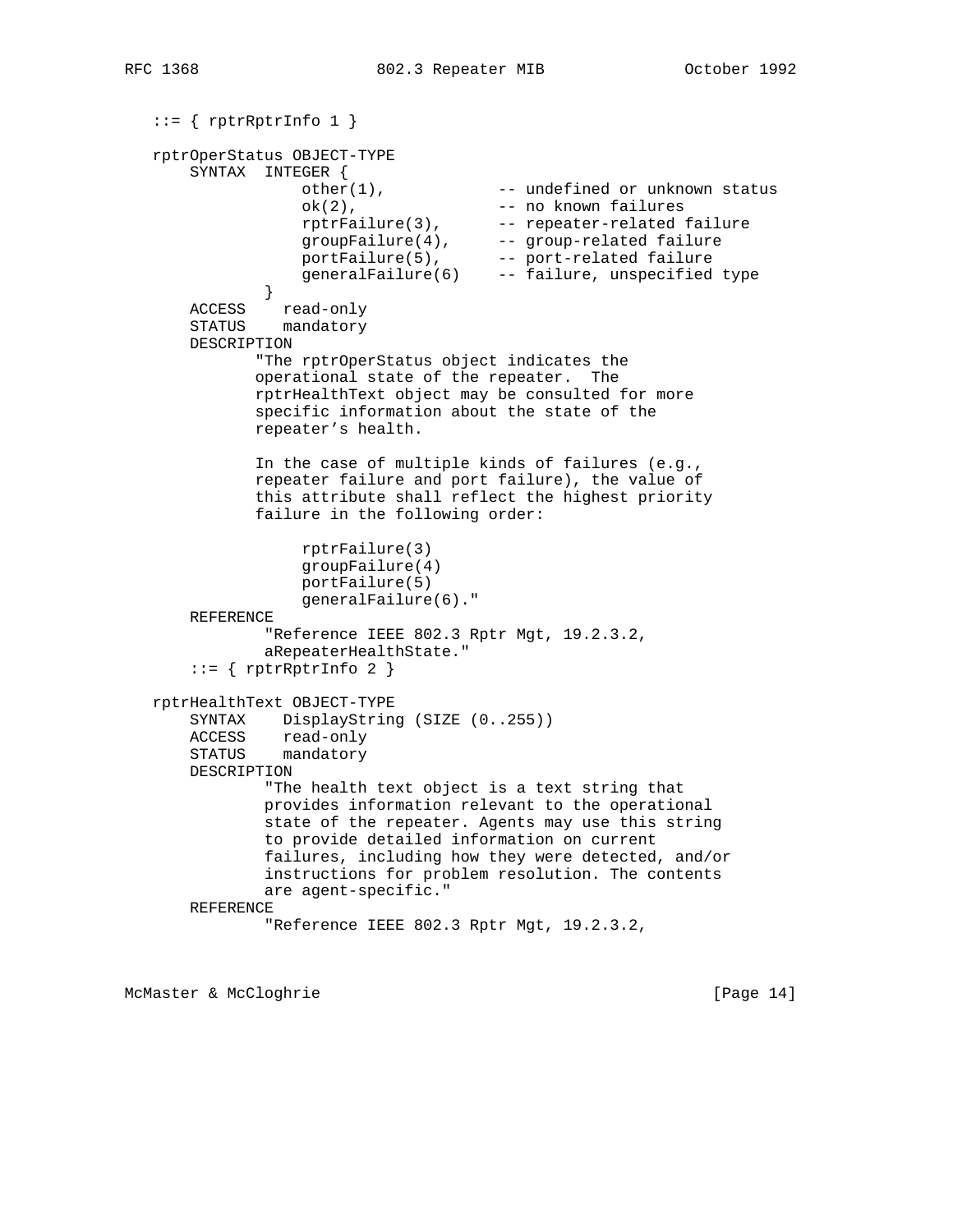```
   ::= { rptrRptrInfo 1 }

   rptrOperStatus OBJECT-TYPE
       SYNTAX  INTEGER {
                   other(1),            -- undefined or unknown status
                   ok(2),               -- no known failures
                   rptrFailure(3),      -- repeater-related failure
                   groupFailure(4),     -- group-related failure
                   portFailure(5),      -- port-related failure
                   generalFailure(6)    -- failure, unspecified type
               }
       ACCESS    read-only
       STATUS    mandatory
       DESCRIPTION
              "The rptrOperStatus object indicates the
              operational state of the repeater.  The
              rptrHealthText object may be consulted for more
              specific information about the state of the
              repeater's health.

              In the case of multiple kinds of failures (e.g.,
              repeater failure and port failure), the value of
              this attribute shall reflect the highest priority
              failure in the following order:

                   rptrFailure(3)
                   groupFailure(4)
                   portFailure(5)
                   generalFailure(6)."
       REFERENCE
               "Reference IEEE 802.3 Rptr Mgt, 19.2.3.2,
               aRepeaterHealthState."
       ::= { rptrRptrInfo 2 }

   rptrHealthText OBJECT-TYPE
       SYNTAX    DisplayString (SIZE (0..255))
       ACCESS    read-only
       STATUS    mandatory
       DESCRIPTION
               "The health text object is a text string that
               provides information relevant to the operational
               state of the repeater. Agents may use this string
               to provide detailed information on current
               failures, including how they were detected, and/or
               instructions for problem resolution. The contents
               are agent-specific."
       REFERENCE
              "Reference IEEE 802.3 Rptr Mgt, 19.2.3.2,
```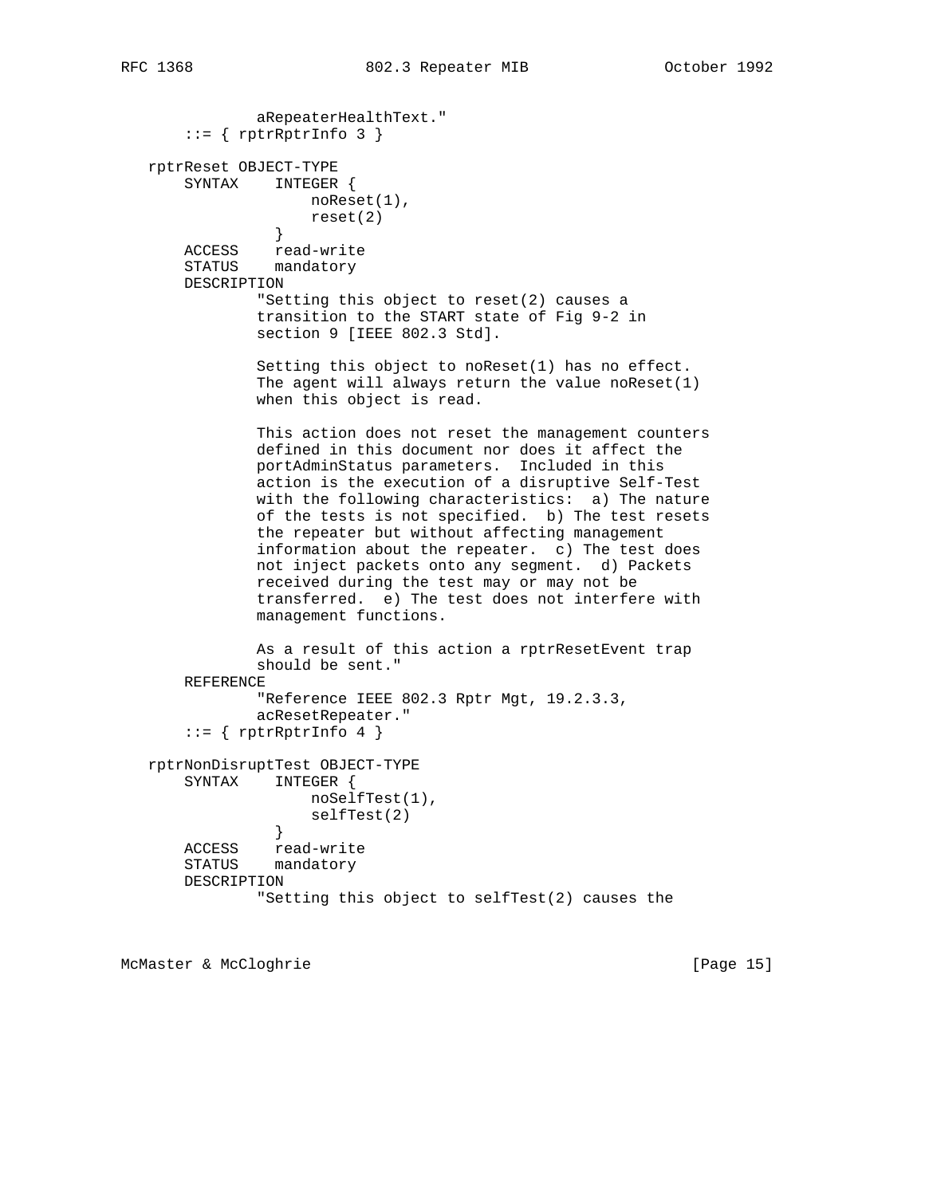```
              aRepeaterHealthText."
       ::= { rptrRptrInfo 3 }

   rptrReset OBJECT-TYPE
       SYNTAX    INTEGER {
                   noReset(1),
                   reset(2)
               }
       ACCESS    read-write
       STATUS    mandatory
       DESCRIPTION
               "Setting this object to reset(2) causes a
               transition to the START state of Fig 9-2 in
               section 9 [IEEE 802.3 Std].

               Setting this object to noReset(1) has no effect.
               The agent will always return the value noReset(1)
               when this object is read.

               This action does not reset the management counters
               defined in this document nor does it affect the
               portAdminStatus parameters.  Included in this
               action is the execution of a disruptive Self-Test
               with the following characteristics:  a) The nature
               of the tests is not specified.  b) The test resets
               the repeater but without affecting management
               information about the repeater.  c) The test does
               not inject packets onto any segment.  d) Packets
               received during the test may or may not be
               transferred.  e) The test does not interfere with
               management functions.

               As a result of this action a rptrResetEvent trap
               should be sent."
       REFERENCE
               "Reference IEEE 802.3 Rptr Mgt, 19.2.3.3,
               acResetRepeater."
       ::= { rptrRptrInfo 4 }

   rptrNonDisruptTest OBJECT-TYPE
       SYNTAX    INTEGER {
                   noSelfTest(1),
                   selfTest(2)
               }
       ACCESS    read-write
       STATUS    mandatory
       DESCRIPTION
               "Setting this object to selfTest(2) causes the
```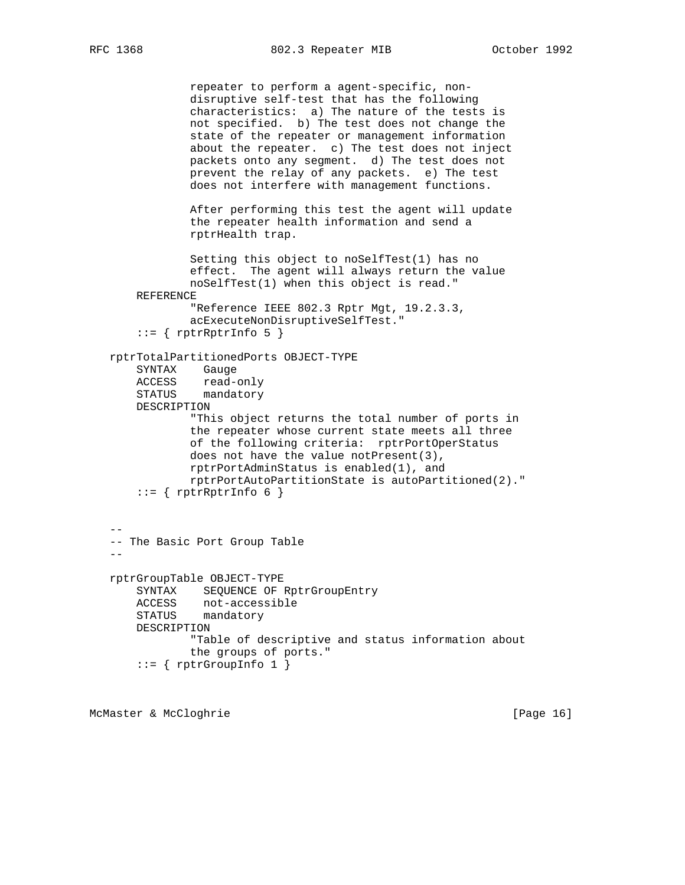```
              repeater to perform a agent-specific, non-
              disruptive self-test that has the following
              characteristics:  a) The nature of the tests is
              not specified.  b) The test does not change the
              state of the repeater or management information
              about the repeater.  c) The test does not inject
              packets onto any segment.  d) The test does not
              prevent the relay of any packets.  e) The test
              does not interfere with management functions.

              After performing this test the agent will update
              the repeater health information and send a
              rptrHealth trap.

              Setting this object to noSelfTest(1) has no
              effect.  The agent will always return the value
              noSelfTest(1) when this object is read."
      REFERENCE
              "Reference IEEE 802.3 Rptr Mgt, 19.2.3.3,
              acExecuteNonDisruptiveSelfTest."
      ::= { rptrRptrInfo 5 }

  rptrTotalPartitionedPorts OBJECT-TYPE
      SYNTAX    Gauge
      ACCESS    read-only
      STATUS    mandatory
      DESCRIPTION
              "This object returns the total number of ports in
              the repeater whose current state meets all three
              of the following criteria:  rptrPortOperStatus
              does not have the value notPresent(3),
              rptrPortAdminStatus is enabled(1), and
              rptrPortAutoPartitionState is autoPartitioned(2)."
      ::= { rptrRptrInfo 6 }


  --
  -- The Basic Port Group Table
  --

  rptrGroupTable OBJECT-TYPE
      SYNTAX    SEQUENCE OF RptrGroupEntry
      ACCESS    not-accessible
      STATUS    mandatory
      DESCRIPTION
              "Table of descriptive and status information about
              the groups of ports."
      ::= { rptrGroupInfo 1 }
```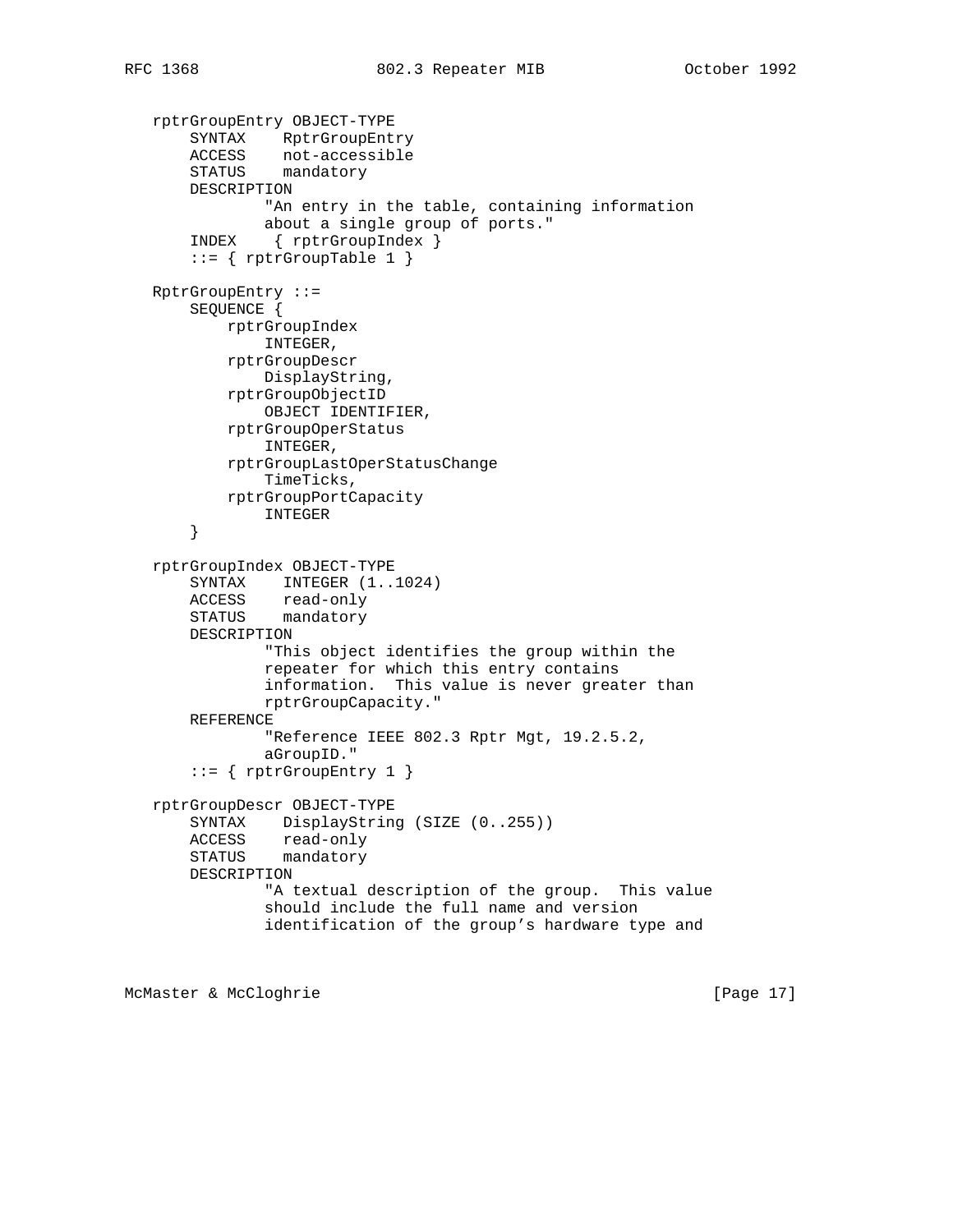```
   rptrGroupEntry OBJECT-TYPE
       SYNTAX    RptrGroupEntry
       ACCESS    not-accessible
       STATUS    mandatory
       DESCRIPTION
               "An entry in the table, containing information
               about a single group of ports."
       INDEX    { rptrGroupIndex }
       ::= { rptrGroupTable 1 }

   RptrGroupEntry ::=
       SEQUENCE {
           rptrGroupIndex
               INTEGER,
           rptrGroupDescr
               DisplayString,
           rptrGroupObjectID
               OBJECT IDENTIFIER,
           rptrGroupOperStatus
               INTEGER,
           rptrGroupLastOperStatusChange
               TimeTicks,
           rptrGroupPortCapacity
               INTEGER
       }

   rptrGroupIndex OBJECT-TYPE
       SYNTAX    INTEGER (1..1024)
       ACCESS    read-only
       STATUS    mandatory
       DESCRIPTION
               "This object identifies the group within the
               repeater for which this entry contains
               information.  This value is never greater than
               rptrGroupCapacity."
       REFERENCE
               "Reference IEEE 802.3 Rptr Mgt, 19.2.5.2,
               aGroupID."
       ::= { rptrGroupEntry 1 }

   rptrGroupDescr OBJECT-TYPE
       SYNTAX    DisplayString (SIZE (0..255))
       ACCESS    read-only
       STATUS    mandatory
       DESCRIPTION
               "A textual description of the group.  This value
               should include the full name and version
               identification of the group's hardware type and
```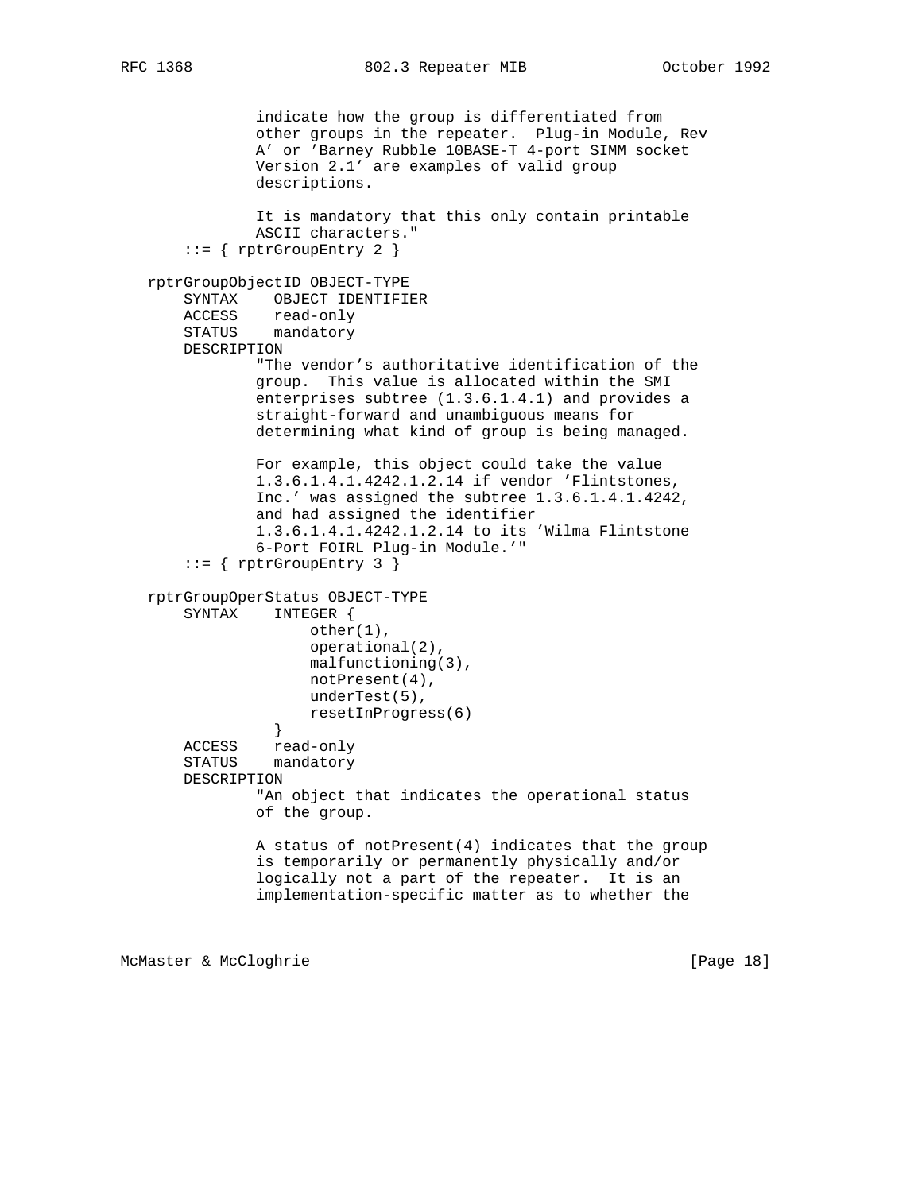```
              indicate how the group is differentiated from
              other groups in the repeater.  Plug-in Module, Rev
              A' or 'Barney Rubble 10BASE-T 4-port SIMM socket
              Version 2.1' are examples of valid group
              descriptions.

              It is mandatory that this only contain printable
              ASCII characters."
      ::= { rptrGroupEntry 2 }

  rptrGroupObjectID OBJECT-TYPE
      SYNTAX    OBJECT IDENTIFIER
      ACCESS    read-only
      STATUS    mandatory
      DESCRIPTION
              "The vendor's authoritative identification of the
              group.  This value is allocated within the SMI
              enterprises subtree (1.3.6.1.4.1) and provides a
              straight-forward and unambiguous means for
              determining what kind of group is being managed.

              For example, this object could take the value
              1.3.6.1.4.1.4242.1.2.14 if vendor 'Flintstones,
              Inc.' was assigned the subtree 1.3.6.1.4.1.4242,
              and had assigned the identifier
              1.3.6.1.4.1.4242.1.2.14 to its 'Wilma Flintstone
              6-Port FOIRL Plug-in Module.'"
      ::= { rptrGroupEntry 3 }

  rptrGroupOperStatus OBJECT-TYPE
      SYNTAX    INTEGER {
                    other(1),
                    operational(2),
                    malfunctioning(3),
                    notPresent(4),
                    underTest(5),
                    resetInProgress(6)
                }
      ACCESS    read-only
      STATUS    mandatory
      DESCRIPTION
              "An object that indicates the operational status
              of the group.

              A status of notPresent(4) indicates that the group
              is temporarily or permanently physically and/or
              logically not a part of the repeater.  It is an
              implementation-specific matter as to whether the
```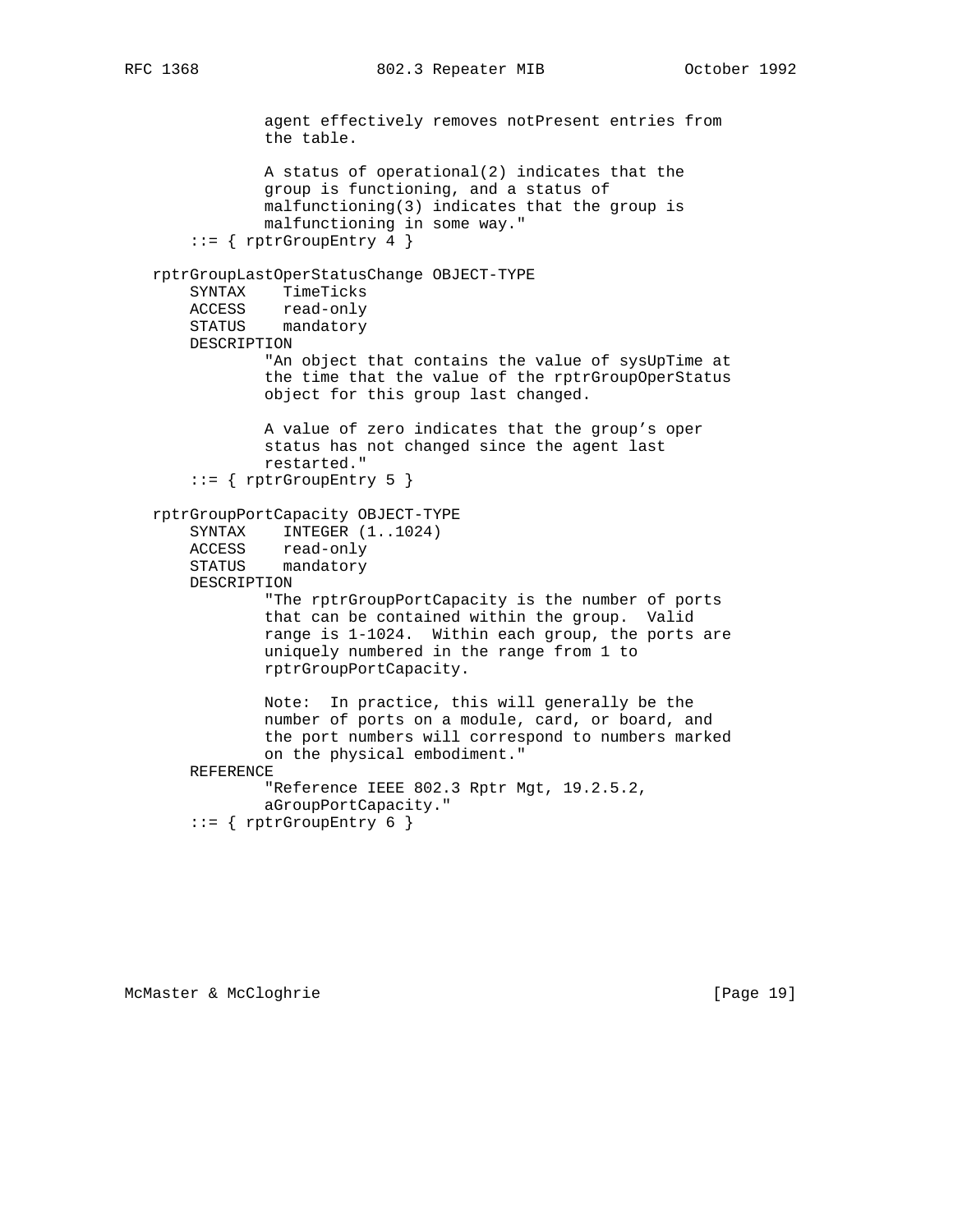```
              agent effectively removes notPresent entries from
              the table.

              A status of operational(2) indicates that the
              group is functioning, and a status of
              malfunctioning(3) indicates that the group is
              malfunctioning in some way."
       ::= { rptrGroupEntry 4 }

   rptrGroupLastOperStatusChange OBJECT-TYPE
       SYNTAX    TimeTicks
       ACCESS    read-only
       STATUS    mandatory
       DESCRIPTION
              "An object that contains the value of sysUpTime at
              the time that the value of the rptrGroupOperStatus
              object for this group last changed.

              A value of zero indicates that the group's oper
              status has not changed since the agent last
              restarted."
       ::= { rptrGroupEntry 5 }

   rptrGroupPortCapacity OBJECT-TYPE
       SYNTAX    INTEGER (1..1024)
       ACCESS    read-only
       STATUS    mandatory
       DESCRIPTION
              "The rptrGroupPortCapacity is the number of ports
              that can be contained within the group.  Valid
              range is 1-1024.  Within each group, the ports are
              uniquely numbered in the range from 1 to
              rptrGroupPortCapacity.

              Note:  In practice, this will generally be the
              number of ports on a module, card, or board, and
              the port numbers will correspond to numbers marked
              on the physical embodiment."
       REFERENCE
              "Reference IEEE 802.3 Rptr Mgt, 19.2.5.2,
              aGroupPortCapacity."
       ::= { rptrGroupEntry 6 }
```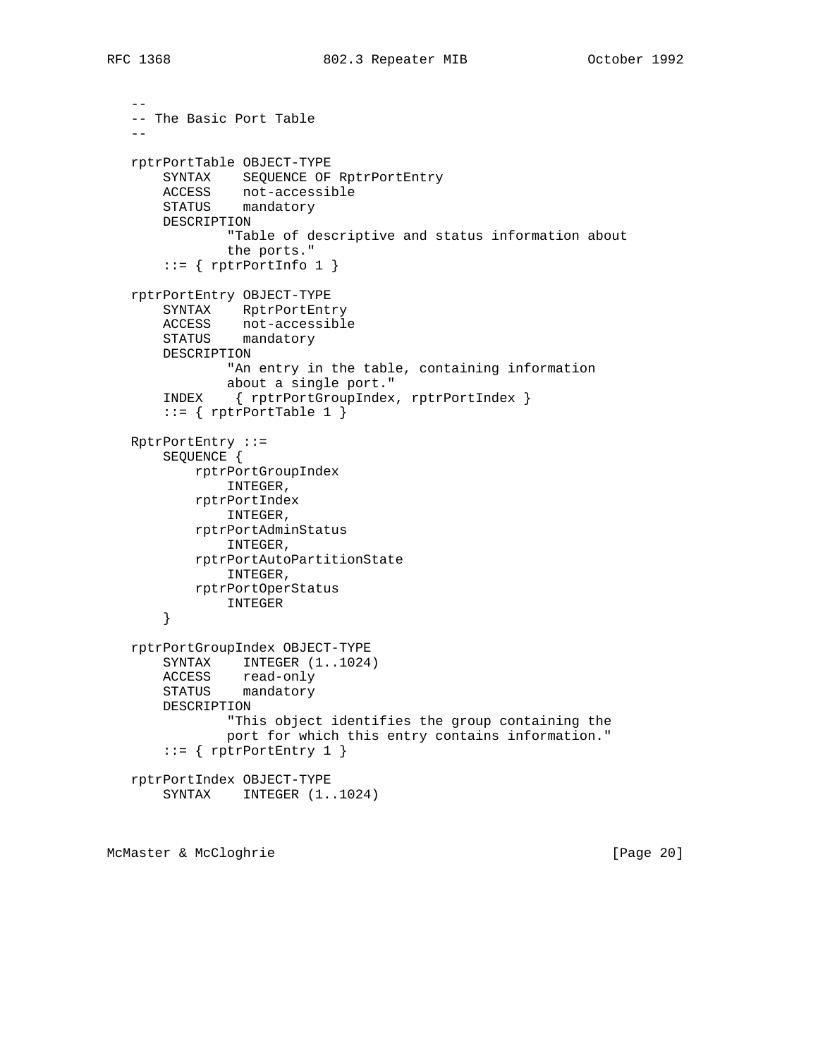```
   --
   -- The Basic Port Table
   --

   rptrPortTable OBJECT-TYPE
       SYNTAX    SEQUENCE OF RptrPortEntry
       ACCESS    not-accessible
       STATUS    mandatory
       DESCRIPTION
               "Table of descriptive and status information about
               the ports."
       ::= { rptrPortInfo 1 }

   rptrPortEntry OBJECT-TYPE
       SYNTAX    RptrPortEntry
       ACCESS    not-accessible
       STATUS    mandatory
       DESCRIPTION
               "An entry in the table, containing information
               about a single port."
       INDEX    { rptrPortGroupIndex, rptrPortIndex }
       ::= { rptrPortTable 1 }

   RptrPortEntry ::=
       SEQUENCE {
           rptrPortGroupIndex
               INTEGER,
           rptrPortIndex
               INTEGER,
           rptrPortAdminStatus
               INTEGER,
           rptrPortAutoPartitionState
               INTEGER,
           rptrPortOperStatus
               INTEGER
       }

   rptrPortGroupIndex OBJECT-TYPE
       SYNTAX    INTEGER (1..1024)
       ACCESS    read-only
       STATUS    mandatory
       DESCRIPTION
               "This object identifies the group containing the
               port for which this entry contains information."
       ::= { rptrPortEntry 1 }

   rptrPortIndex OBJECT-TYPE
       SYNTAX    INTEGER (1..1024)
```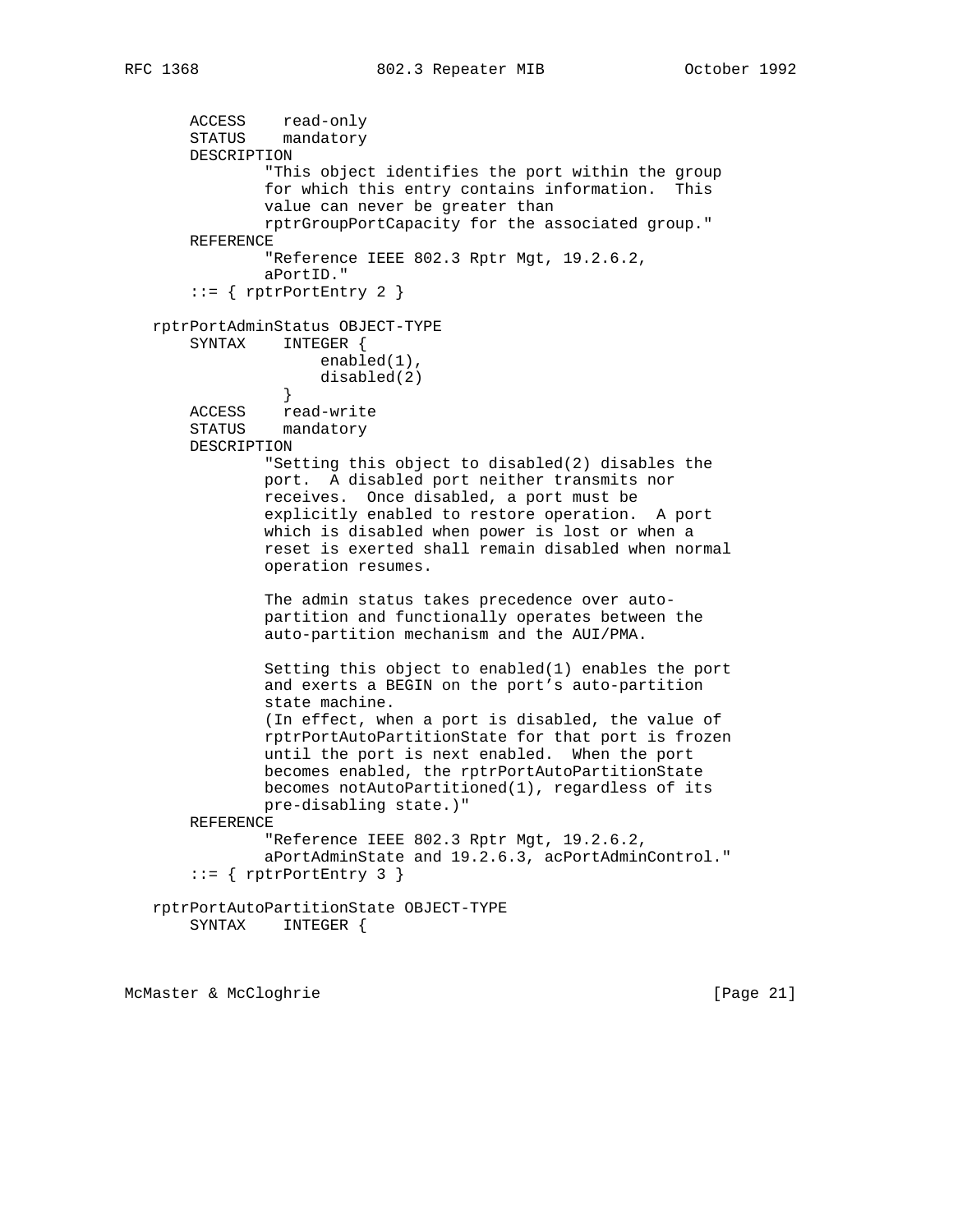```
       ACCESS    read-only
       STATUS    mandatory
       DESCRIPTION
               "This object identifies the port within the group
               for which this entry contains information.  This
               value can never be greater than
               rptrGroupPortCapacity for the associated group."
       REFERENCE
               "Reference IEEE 802.3 Rptr Mgt, 19.2.6.2,
               aPortID."
       ::= { rptrPortEntry 2 }

   rptrPortAdminStatus OBJECT-TYPE
       SYNTAX    INTEGER {
                     enabled(1),
                     disabled(2)
                 }
       ACCESS    read-write
       STATUS    mandatory
       DESCRIPTION
               "Setting this object to disabled(2) disables the
               port.  A disabled port neither transmits nor
               receives.  Once disabled, a port must be
               explicitly enabled to restore operation.  A port
               which is disabled when power is lost or when a
               reset is exerted shall remain disabled when normal
               operation resumes.

               The admin status takes precedence over auto-
               partition and functionally operates between the
               auto-partition mechanism and the AUI/PMA.

               Setting this object to enabled(1) enables the port
               and exerts a BEGIN on the port's auto-partition
               state machine.
               (In effect, when a port is disabled, the value of
               rptrPortAutoPartitionState for that port is frozen
               until the port is next enabled.  When the port
               becomes enabled, the rptrPortAutoPartitionState
               becomes notAutoPartitioned(1), regardless of its
               pre-disabling state.)"
       REFERENCE
               "Reference IEEE 802.3 Rptr Mgt, 19.2.6.2,
               aPortAdminState and 19.2.6.3, acPortAdminControl."
       ::= { rptrPortEntry 3 }

   rptrPortAutoPartitionState OBJECT-TYPE
       SYNTAX    INTEGER {
```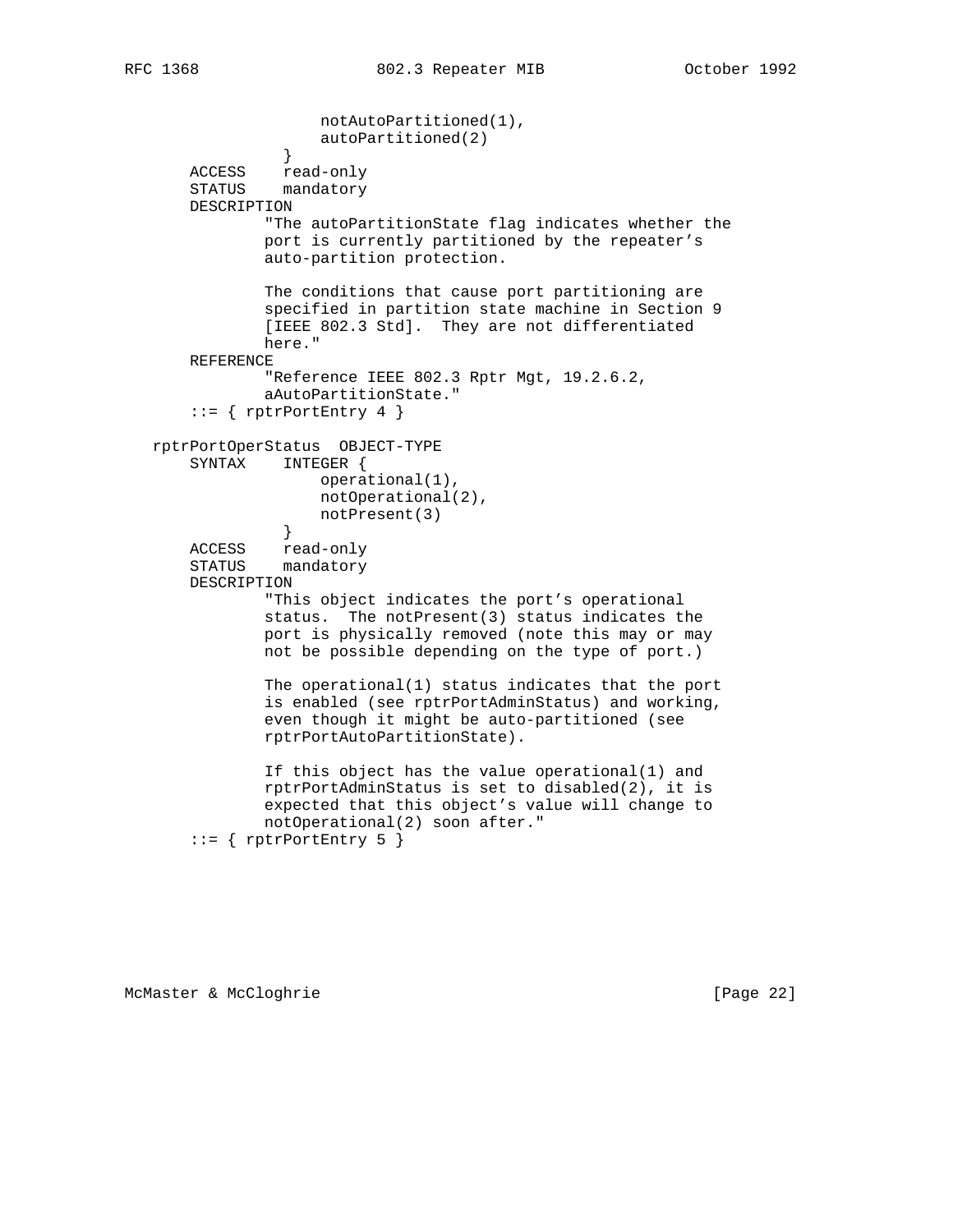```
                    notAutoPartitioned(1),
                    autoPartitioned(2)
                }
        ACCESS    read-only
        STATUS    mandatory
        DESCRIPTION
                "The autoPartitionState flag indicates whether the
                port is currently partitioned by the repeater's
                auto-partition protection.

                The conditions that cause port partitioning are
                specified in partition state machine in Section 9
                [IEEE 802.3 Std].  They are not differentiated
                here."
        REFERENCE
                "Reference IEEE 802.3 Rptr Mgt, 19.2.6.2,
                aAutoPartitionState."
        ::= { rptrPortEntry 4 }

    rptrPortOperStatus  OBJECT-TYPE
        SYNTAX    INTEGER {
                    operational(1),
                    notOperational(2),
                    notPresent(3)
                }
        ACCESS    read-only
        STATUS    mandatory
        DESCRIPTION
                "This object indicates the port's operational
                status.  The notPresent(3) status indicates the
                port is physically removed (note this may or may
                not be possible depending on the type of port.)

                The operational(1) status indicates that the port
                is enabled (see rptrPortAdminStatus) and working,
                even though it might be auto-partitioned (see
                rptrPortAutoPartitionState).

                If this object has the value operational(1) and
                rptrPortAdminStatus is set to disabled(2), it is
                expected that this object's value will change to
                notOperational(2) soon after."
        ::= { rptrPortEntry 5 }
```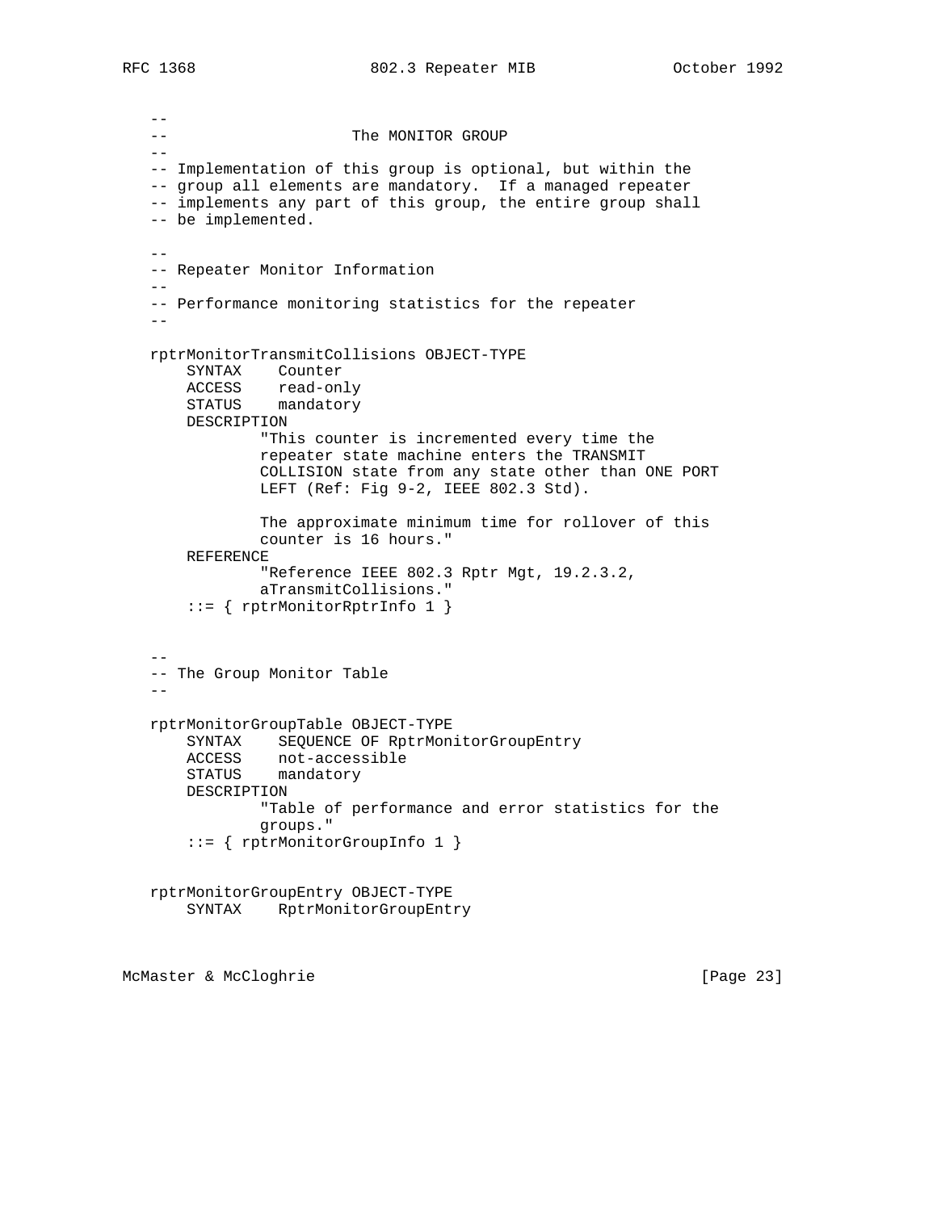```
--
--                    The MONITOR GROUP
--
-- Implementation of this group is optional, but within the
-- group all elements are mandatory.  If a managed repeater
-- implements any part of this group, the entire group shall
-- be implemented.

--
-- Repeater Monitor Information
--
-- Performance monitoring statistics for the repeater
--

rptrMonitorTransmitCollisions OBJECT-TYPE
    SYNTAX    Counter
    ACCESS    read-only
    STATUS    mandatory
    DESCRIPTION
            "This counter is incremented every time the
            repeater state machine enters the TRANSMIT
            COLLISION state from any state other than ONE PORT
            LEFT (Ref: Fig 9-2, IEEE 802.3 Std).

            The approximate minimum time for rollover of this
            counter is 16 hours."
    REFERENCE
            "Reference IEEE 802.3 Rptr Mgt, 19.2.3.2,
            aTransmitCollisions."
    ::= { rptrMonitorRptrInfo 1 }


--
-- The Group Monitor Table
--

rptrMonitorGroupTable OBJECT-TYPE
    SYNTAX    SEQUENCE OF RptrMonitorGroupEntry
    ACCESS    not-accessible
    STATUS    mandatory
    DESCRIPTION
            "Table of performance and error statistics for the
            groups."
    ::= { rptrMonitorGroupInfo 1 }


rptrMonitorGroupEntry OBJECT-TYPE
    SYNTAX    RptrMonitorGroupEntry
```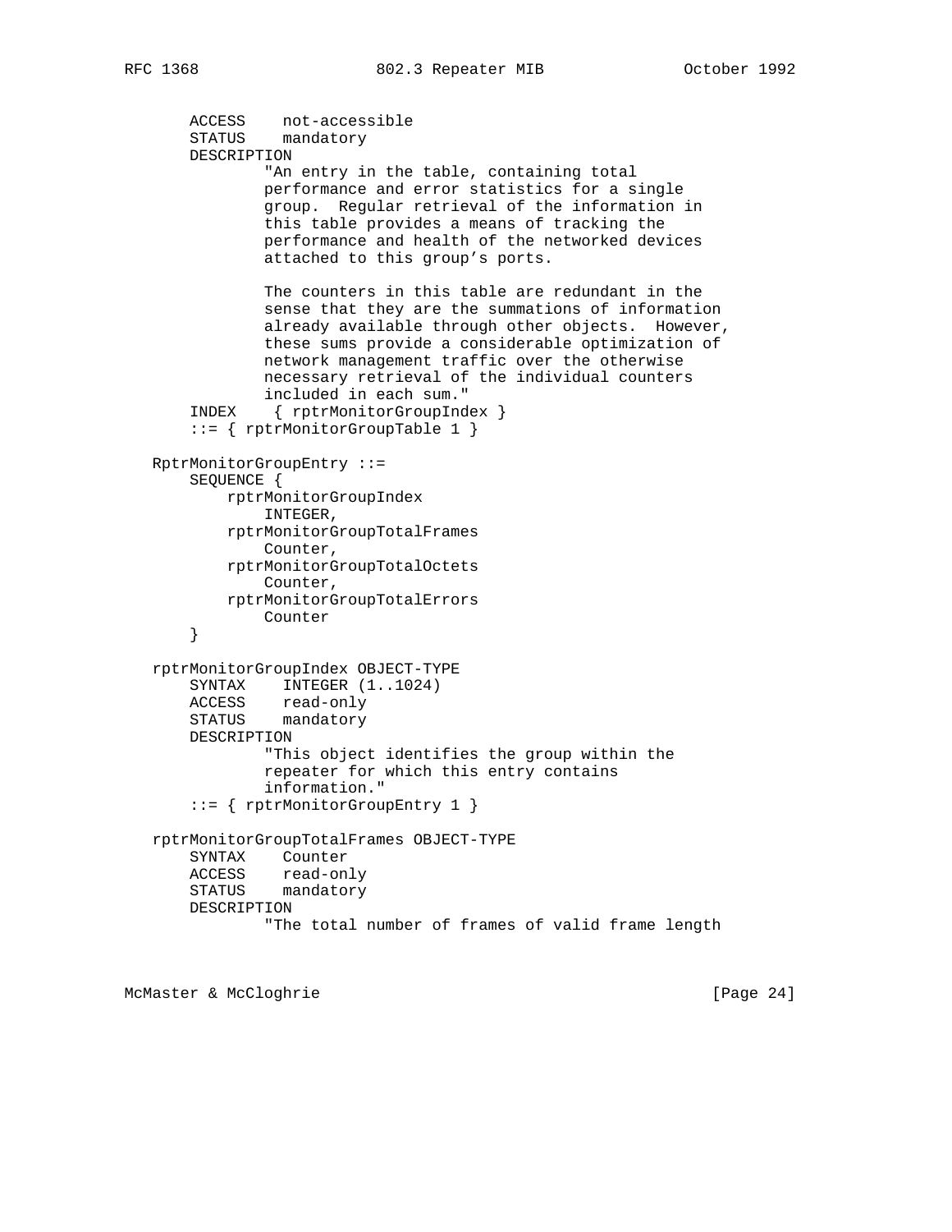```
       ACCESS    not-accessible
       STATUS    mandatory
       DESCRIPTION
               "An entry in the table, containing total
               performance and error statistics for a single
               group.  Regular retrieval of the information in
               this table provides a means of tracking the
               performance and health of the networked devices
               attached to this group's ports.

               The counters in this table are redundant in the
               sense that they are the summations of information
               already available through other objects.  However,
               these sums provide a considerable optimization of
               network management traffic over the otherwise
               necessary retrieval of the individual counters
               included in each sum."
       INDEX    { rptrMonitorGroupIndex }
       ::= { rptrMonitorGroupTable 1 }

   RptrMonitorGroupEntry ::=
       SEQUENCE {
           rptrMonitorGroupIndex
               INTEGER,
           rptrMonitorGroupTotalFrames
               Counter,
           rptrMonitorGroupTotalOctets
               Counter,
           rptrMonitorGroupTotalErrors
               Counter
       }

   rptrMonitorGroupIndex OBJECT-TYPE
       SYNTAX    INTEGER (1..1024)
       ACCESS    read-only
       STATUS    mandatory
       DESCRIPTION
               "This object identifies the group within the
               repeater for which this entry contains
               information."
       ::= { rptrMonitorGroupEntry 1 }

   rptrMonitorGroupTotalFrames OBJECT-TYPE
       SYNTAX    Counter
       ACCESS    read-only
       STATUS    mandatory
       DESCRIPTION
               "The total number of frames of valid frame length
```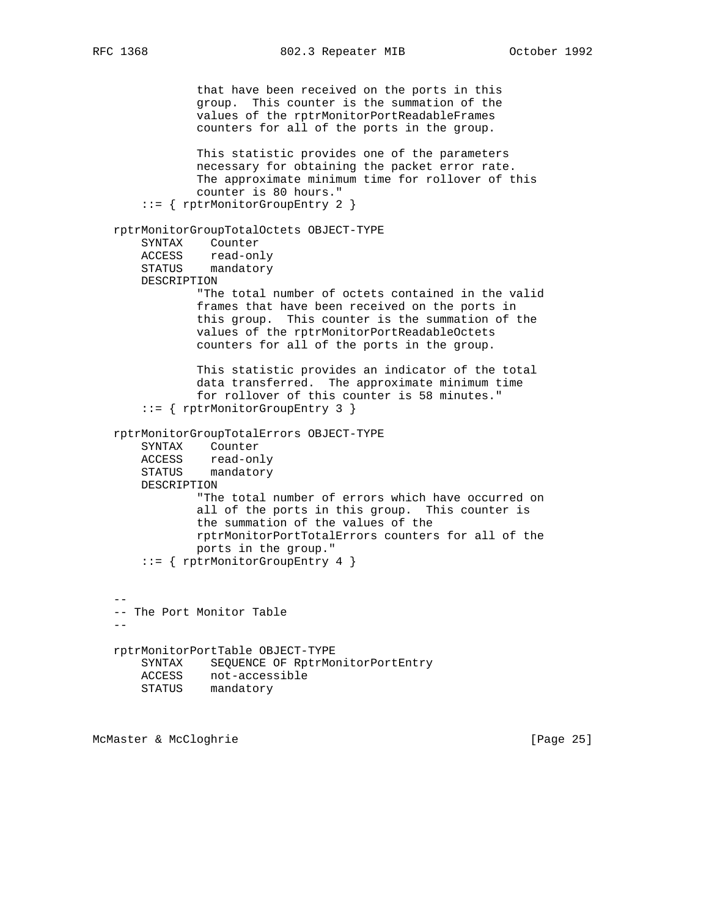```
              that have been received on the ports in this
              group.  This counter is the summation of the
              values of the rptrMonitorPortReadableFrames
              counters for all of the ports in the group.

              This statistic provides one of the parameters
              necessary for obtaining the packet error rate.
              The approximate minimum time for rollover of this
              counter is 80 hours."
      ::= { rptrMonitorGroupEntry 2 }

  rptrMonitorGroupTotalOctets OBJECT-TYPE
      SYNTAX    Counter
      ACCESS    read-only
      STATUS    mandatory
      DESCRIPTION
              "The total number of octets contained in the valid
              frames that have been received on the ports in
              this group.  This counter is the summation of the
              values of the rptrMonitorPortReadableOctets
              counters for all of the ports in the group.

              This statistic provides an indicator of the total
              data transferred.  The approximate minimum time
              for rollover of this counter is 58 minutes."
      ::= { rptrMonitorGroupEntry 3 }

  rptrMonitorGroupTotalErrors OBJECT-TYPE
      SYNTAX    Counter
      ACCESS    read-only
      STATUS    mandatory
      DESCRIPTION
              "The total number of errors which have occurred on
              all of the ports in this group.  This counter is
              the summation of the values of the
              rptrMonitorPortTotalErrors counters for all of the
              ports in the group."
      ::= { rptrMonitorGroupEntry 4 }


  --
  -- The Port Monitor Table
  --

  rptrMonitorPortTable OBJECT-TYPE
      SYNTAX    SEQUENCE OF RptrMonitorPortEntry
      ACCESS    not-accessible
      STATUS    mandatory
```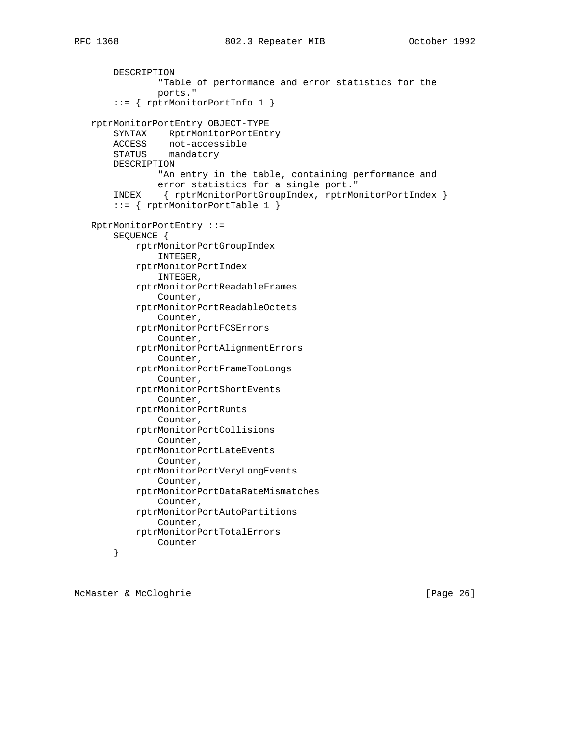```
       DESCRIPTION
               "Table of performance and error statistics for the
               ports."
       ::= { rptrMonitorPortInfo 1 }

   rptrMonitorPortEntry OBJECT-TYPE
       SYNTAX    RptrMonitorPortEntry
       ACCESS    not-accessible
       STATUS    mandatory
       DESCRIPTION
               "An entry in the table, containing performance and
               error statistics for a single port."
       INDEX    { rptrMonitorPortGroupIndex, rptrMonitorPortIndex }
       ::= { rptrMonitorPortTable 1 }

   RptrMonitorPortEntry ::=
       SEQUENCE {
           rptrMonitorPortGroupIndex
               INTEGER,
           rptrMonitorPortIndex
               INTEGER,
           rptrMonitorPortReadableFrames
               Counter,
           rptrMonitorPortReadableOctets
               Counter,
           rptrMonitorPortFCSErrors
               Counter,
           rptrMonitorPortAlignmentErrors
               Counter,
           rptrMonitorPortFrameTooLongs
               Counter,
           rptrMonitorPortShortEvents
               Counter,
           rptrMonitorPortRunts
               Counter,
           rptrMonitorPortCollisions
               Counter,
           rptrMonitorPortLateEvents
               Counter,
           rptrMonitorPortVeryLongEvents
               Counter,
           rptrMonitorPortDataRateMismatches
               Counter,
           rptrMonitorPortAutoPartitions
               Counter,
           rptrMonitorPortTotalErrors
               Counter
       }
```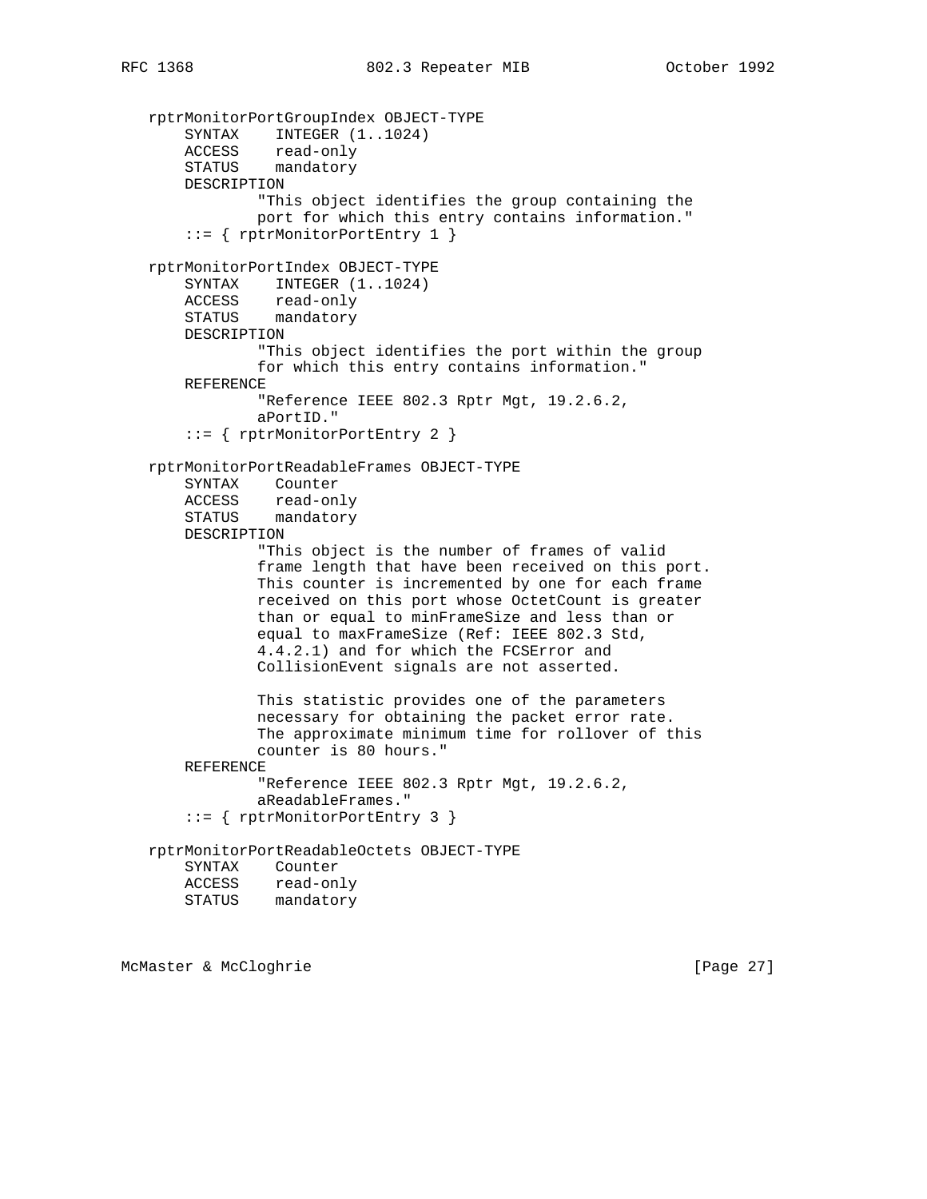```
   rptrMonitorPortGroupIndex OBJECT-TYPE
       SYNTAX    INTEGER (1..1024)
       ACCESS    read-only
       STATUS    mandatory
       DESCRIPTION
               "This object identifies the group containing the
               port for which this entry contains information."
       ::= { rptrMonitorPortEntry 1 }

   rptrMonitorPortIndex OBJECT-TYPE
       SYNTAX    INTEGER (1..1024)
       ACCESS    read-only
       STATUS    mandatory
       DESCRIPTION
               "This object identifies the port within the group
               for which this entry contains information."
       REFERENCE
               "Reference IEEE 802.3 Rptr Mgt, 19.2.6.2,
               aPortID."
       ::= { rptrMonitorPortEntry 2 }

   rptrMonitorPortReadableFrames OBJECT-TYPE
       SYNTAX    Counter
       ACCESS    read-only
       STATUS    mandatory
       DESCRIPTION
               "This object is the number of frames of valid
               frame length that have been received on this port.
               This counter is incremented by one for each frame
               received on this port whose OctetCount is greater
               than or equal to minFrameSize and less than or
               equal to maxFrameSize (Ref: IEEE 802.3 Std,
               4.4.2.1) and for which the FCSError and
               CollisionEvent signals are not asserted.

               This statistic provides one of the parameters
               necessary for obtaining the packet error rate.
               The approximate minimum time for rollover of this
               counter is 80 hours."
       REFERENCE
               "Reference IEEE 802.3 Rptr Mgt, 19.2.6.2,
               aReadableFrames."
       ::= { rptrMonitorPortEntry 3 }

   rptrMonitorPortReadableOctets OBJECT-TYPE
       SYNTAX    Counter
       ACCESS    read-only
       STATUS    mandatory
```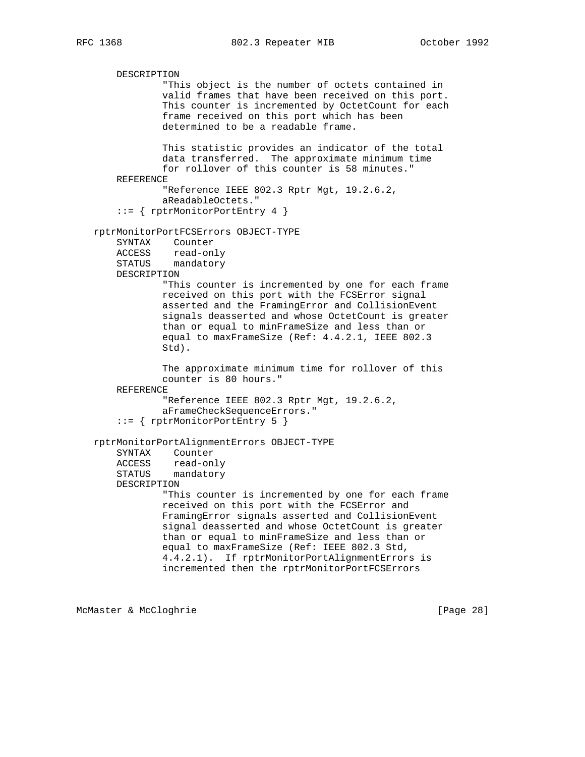```
       DESCRIPTION
               "This object is the number of octets contained in
               valid frames that have been received on this port.
               This counter is incremented by OctetCount for each
               frame received on this port which has been
               determined to be a readable frame.

               This statistic provides an indicator of the total
               data transferred.  The approximate minimum time
               for rollover of this counter is 58 minutes."
       REFERENCE
               "Reference IEEE 802.3 Rptr Mgt, 19.2.6.2,
               aReadableOctets."
       ::= { rptrMonitorPortEntry 4 }

   rptrMonitorPortFCSErrors OBJECT-TYPE
       SYNTAX    Counter
       ACCESS    read-only
       STATUS    mandatory
       DESCRIPTION
               "This counter is incremented by one for each frame
               received on this port with the FCSError signal
               asserted and the FramingError and CollisionEvent
               signals deasserted and whose OctetCount is greater
               than or equal to minFrameSize and less than or
               equal to maxFrameSize (Ref: 4.4.2.1, IEEE 802.3
               Std).

               The approximate minimum time for rollover of this
               counter is 80 hours."
       REFERENCE
               "Reference IEEE 802.3 Rptr Mgt, 19.2.6.2,
               aFrameCheckSequenceErrors."
       ::= { rptrMonitorPortEntry 5 }

   rptrMonitorPortAlignmentErrors OBJECT-TYPE
       SYNTAX    Counter
       ACCESS    read-only
       STATUS    mandatory
       DESCRIPTION
               "This counter is incremented by one for each frame
               received on this port with the FCSError and
               FramingError signals asserted and CollisionEvent
               signal deasserted and whose OctetCount is greater
               than or equal to minFrameSize and less than or
               equal to maxFrameSize (Ref: IEEE 802.3 Std,
               4.4.2.1).  If rptrMonitorPortAlignmentErrors is
               incremented then the rptrMonitorPortFCSErrors
```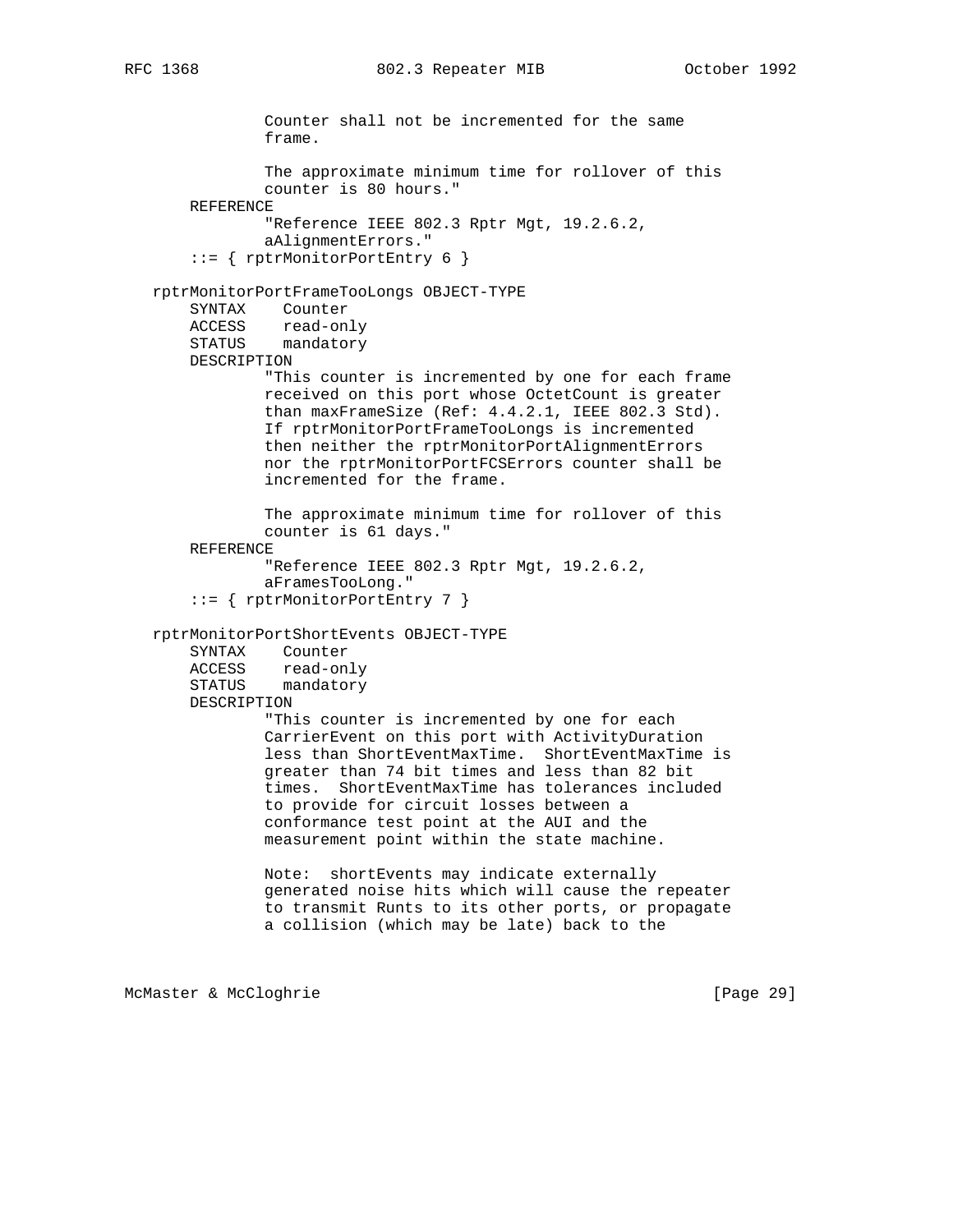```
              Counter shall not be incremented for the same
              frame.

              The approximate minimum time for rollover of this
              counter is 80 hours."
       REFERENCE
              "Reference IEEE 802.3 Rptr Mgt, 19.2.6.2,
              aAlignmentErrors."
       ::= { rptrMonitorPortEntry 6 }

   rptrMonitorPortFrameTooLongs OBJECT-TYPE
       SYNTAX    Counter
       ACCESS    read-only
       STATUS    mandatory
       DESCRIPTION
              "This counter is incremented by one for each frame
              received on this port whose OctetCount is greater
              than maxFrameSize (Ref: 4.4.2.1, IEEE 802.3 Std).
              If rptrMonitorPortFrameTooLongs is incremented
              then neither the rptrMonitorPortAlignmentErrors
              nor the rptrMonitorPortFCSErrors counter shall be
              incremented for the frame.

              The approximate minimum time for rollover of this
              counter is 61 days."
       REFERENCE
              "Reference IEEE 802.3 Rptr Mgt, 19.2.6.2,
              aFramesTooLong."
       ::= { rptrMonitorPortEntry 7 }

   rptrMonitorPortShortEvents OBJECT-TYPE
       SYNTAX    Counter
       ACCESS    read-only
       STATUS    mandatory
       DESCRIPTION
              "This counter is incremented by one for each
              CarrierEvent on this port with ActivityDuration
              less than ShortEventMaxTime.  ShortEventMaxTime is
              greater than 74 bit times and less than 82 bit
              times.  ShortEventMaxTime has tolerances included
              to provide for circuit losses between a
              conformance test point at the AUI and the
              measurement point within the state machine.

              Note:  shortEvents may indicate externally
              generated noise hits which will cause the repeater
              to transmit Runts to its other ports, or propagate
              a collision (which may be late) back to the
```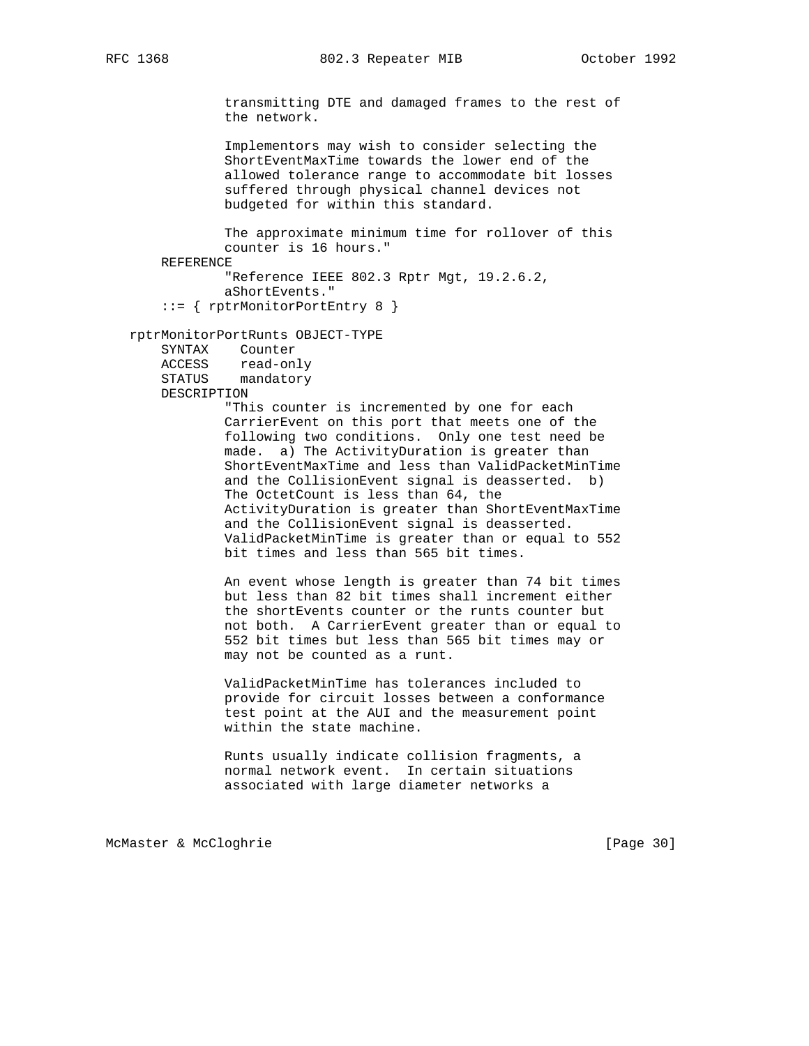```
                transmitting DTE and damaged frames to the rest of
                the network.

                Implementors may wish to consider selecting the
                ShortEventMaxTime towards the lower end of the
                allowed tolerance range to accommodate bit losses
                suffered through physical channel devices not
                budgeted for within this standard.

                The approximate minimum time for rollover of this
                counter is 16 hours."
        REFERENCE
                "Reference IEEE 802.3 Rptr Mgt, 19.2.6.2,
                aShortEvents."
        ::= { rptrMonitorPortEntry 8 }

    rptrMonitorPortRunts OBJECT-TYPE
        SYNTAX    Counter
        ACCESS    read-only
        STATUS    mandatory
        DESCRIPTION
                "This counter is incremented by one for each
                CarrierEvent on this port that meets one of the
                following two conditions.  Only one test need be
                made.  a) The ActivityDuration is greater than
                ShortEventMaxTime and less than ValidPacketMinTime
                and the CollisionEvent signal is deasserted.  b)
                The OctetCount is less than 64, the
                ActivityDuration is greater than ShortEventMaxTime
                and the CollisionEvent signal is deasserted.
                ValidPacketMinTime is greater than or equal to 552
                bit times and less than 565 bit times.

                An event whose length is greater than 74 bit times
                but less than 82 bit times shall increment either
                the shortEvents counter or the runts counter but
                not both.  A CarrierEvent greater than or equal to
                552 bit times but less than 565 bit times may or
                may not be counted as a runt.

                ValidPacketMinTime has tolerances included to
                provide for circuit losses between a conformance
                test point at the AUI and the measurement point
                within the state machine.

                Runts usually indicate collision fragments, a
                normal network event.  In certain situations
                associated with large diameter networks a
```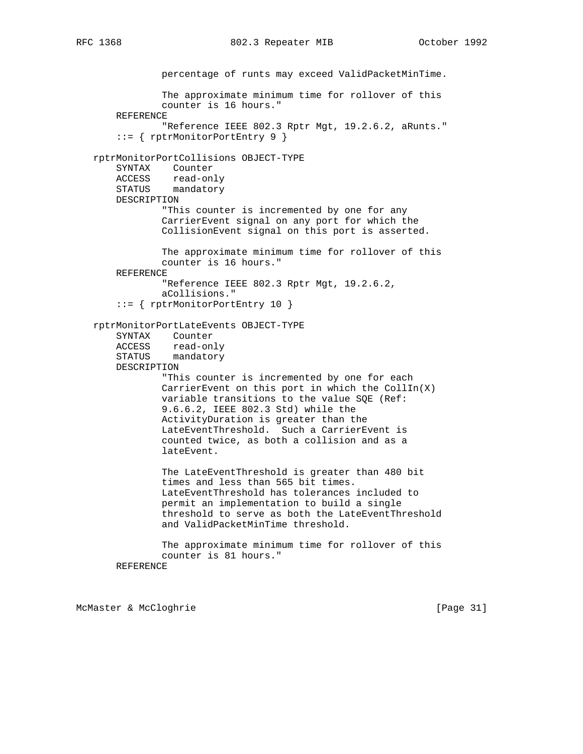```
              percentage of runts may exceed ValidPacketMinTime.

              The approximate minimum time for rollover of this
              counter is 16 hours."
      REFERENCE
              "Reference IEEE 802.3 Rptr Mgt, 19.2.6.2, aRunts."
      ::= { rptrMonitorPortEntry 9 }

  rptrMonitorPortCollisions OBJECT-TYPE
      SYNTAX    Counter
      ACCESS    read-only
      STATUS    mandatory
      DESCRIPTION
              "This counter is incremented by one for any
              CarrierEvent signal on any port for which the
              CollisionEvent signal on this port is asserted.

              The approximate minimum time for rollover of this
              counter is 16 hours."
      REFERENCE
              "Reference IEEE 802.3 Rptr Mgt, 19.2.6.2,
              aCollisions."
      ::= { rptrMonitorPortEntry 10 }

  rptrMonitorPortLateEvents OBJECT-TYPE
      SYNTAX    Counter
      ACCESS    read-only
      STATUS    mandatory
      DESCRIPTION
              "This counter is incremented by one for each
              CarrierEvent on this port in which the CollIn(X)
              variable transitions to the value SQE (Ref:
              9.6.6.2, IEEE 802.3 Std) while the
              ActivityDuration is greater than the
              LateEventThreshold.  Such a CarrierEvent is
              counted twice, as both a collision and as a
              lateEvent.

              The LateEventThreshold is greater than 480 bit
              times and less than 565 bit times.
              LateEventThreshold has tolerances included to
              permit an implementation to build a single
              threshold to serve as both the LateEventThreshold
              and ValidPacketMinTime threshold.

              The approximate minimum time for rollover of this
              counter is 81 hours."
      REFERENCE
```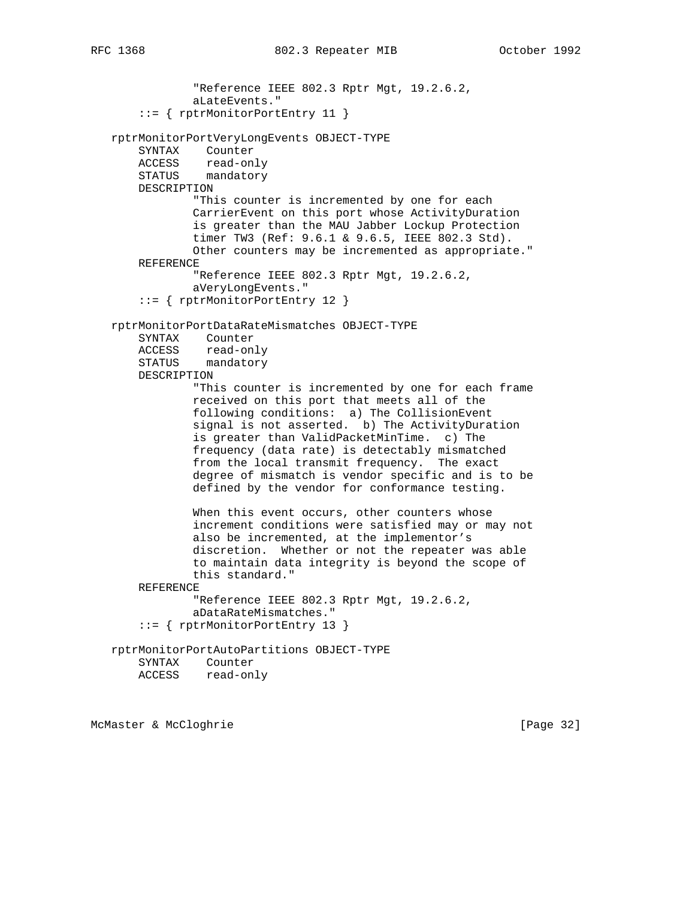```
               "Reference IEEE 802.3 Rptr Mgt, 19.2.6.2,
               aLateEvents."
       ::= { rptrMonitorPortEntry 11 }

   rptrMonitorPortVeryLongEvents OBJECT-TYPE
       SYNTAX    Counter
       ACCESS    read-only
       STATUS    mandatory
       DESCRIPTION
               "This counter is incremented by one for each
               CarrierEvent on this port whose ActivityDuration
               is greater than the MAU Jabber Lockup Protection
               timer TW3 (Ref: 9.6.1 & 9.6.5, IEEE 802.3 Std).
               Other counters may be incremented as appropriate."
       REFERENCE
               "Reference IEEE 802.3 Rptr Mgt, 19.2.6.2,
               aVeryLongEvents."
       ::= { rptrMonitorPortEntry 12 }

   rptrMonitorPortDataRateMismatches OBJECT-TYPE
       SYNTAX    Counter
       ACCESS    read-only
       STATUS    mandatory
       DESCRIPTION
               "This counter is incremented by one for each frame
               received on this port that meets all of the
               following conditions:  a) The CollisionEvent
               signal is not asserted.  b) The ActivityDuration
               is greater than ValidPacketMinTime.  c) The
               frequency (data rate) is detectably mismatched
               from the local transmit frequency.  The exact
               degree of mismatch is vendor specific and is to be
               defined by the vendor for conformance testing.

               When this event occurs, other counters whose
               increment conditions were satisfied may or may not
               also be incremented, at the implementor's
               discretion.  Whether or not the repeater was able
               to maintain data integrity is beyond the scope of
               this standard."
       REFERENCE
               "Reference IEEE 802.3 Rptr Mgt, 19.2.6.2,
               aDataRateMismatches."
       ::= { rptrMonitorPortEntry 13 }

   rptrMonitorPortAutoPartitions OBJECT-TYPE
       SYNTAX    Counter
       ACCESS    read-only
```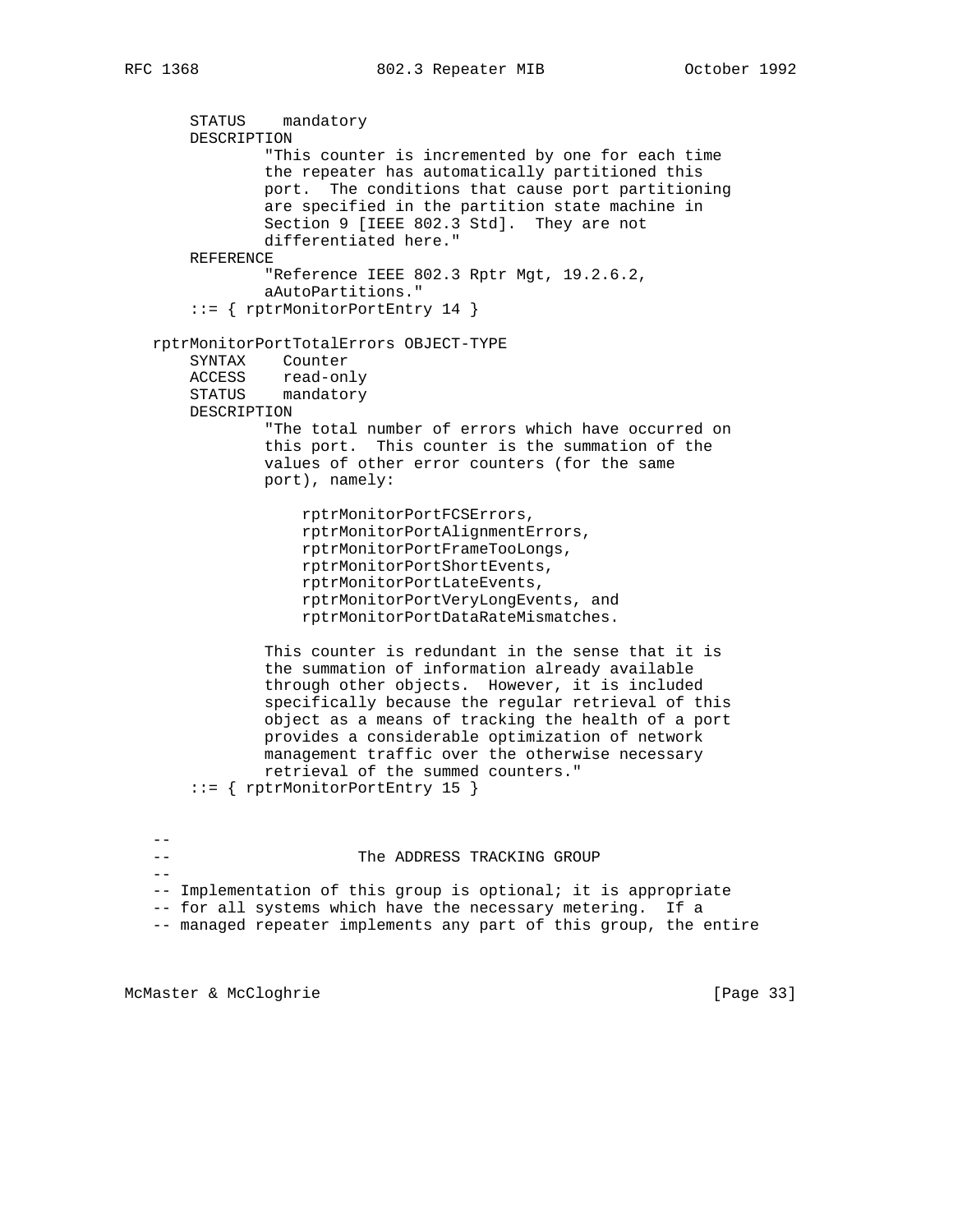```
       STATUS    mandatory
       DESCRIPTION
               "This counter is incremented by one for each time
               the repeater has automatically partitioned this
               port.  The conditions that cause port partitioning
               are specified in the partition state machine in
               Section 9 [IEEE 802.3 Std].  They are not
               differentiated here."
       REFERENCE
               "Reference IEEE 802.3 Rptr Mgt, 19.2.6.2,
               aAutoPartitions."
       ::= { rptrMonitorPortEntry 14 }

   rptrMonitorPortTotalErrors OBJECT-TYPE
       SYNTAX    Counter
       ACCESS    read-only
       STATUS    mandatory
       DESCRIPTION
               "The total number of errors which have occurred on
               this port.  This counter is the summation of the
               values of other error counters (for the same
               port), namely:

                   rptrMonitorPortFCSErrors,
                   rptrMonitorPortAlignmentErrors,
                   rptrMonitorPortFrameTooLongs,
                   rptrMonitorPortShortEvents,
                   rptrMonitorPortLateEvents,
                   rptrMonitorPortVeryLongEvents, and
                   rptrMonitorPortDataRateMismatches.

               This counter is redundant in the sense that it is
               the summation of information already available
               through other objects.  However, it is included
               specifically because the regular retrieval of this
               object as a means of tracking the health of a port
               provides a considerable optimization of network
               management traffic over the otherwise necessary
               retrieval of the summed counters."
       ::= { rptrMonitorPortEntry 15 }


   --
   --                    The ADDRESS TRACKING GROUP
   --
   -- Implementation of this group is optional; it is appropriate
   -- for all systems which have the necessary metering.  If a
   -- managed repeater implements any part of this group, the entire
```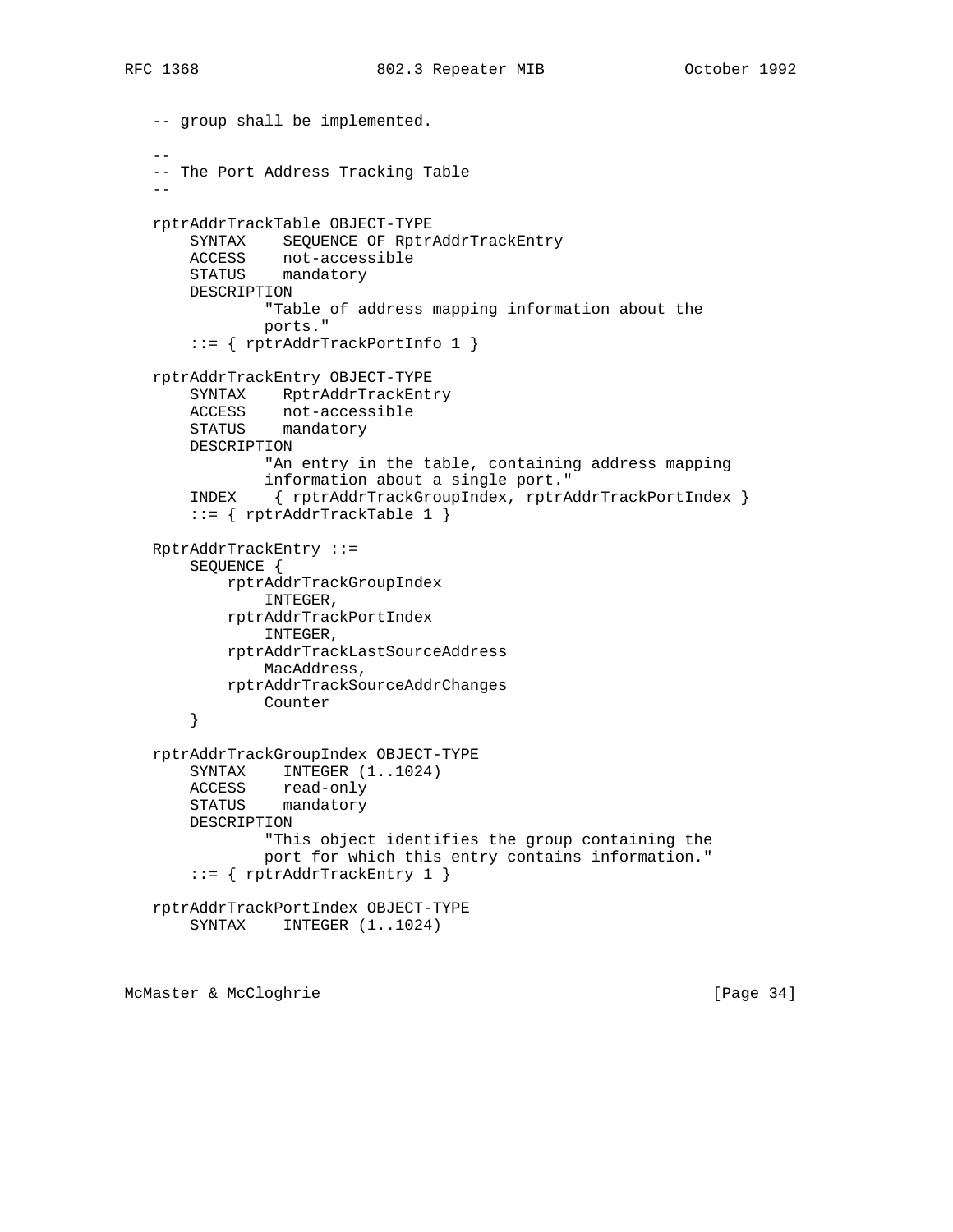```
   -- group shall be implemented.

   --
   -- The Port Address Tracking Table
   --

   rptrAddrTrackTable OBJECT-TYPE
       SYNTAX    SEQUENCE OF RptrAddrTrackEntry
       ACCESS    not-accessible
       STATUS    mandatory
       DESCRIPTION
               "Table of address mapping information about the
               ports."
       ::= { rptrAddrTrackPortInfo 1 }

   rptrAddrTrackEntry OBJECT-TYPE
       SYNTAX    RptrAddrTrackEntry
       ACCESS    not-accessible
       STATUS    mandatory
       DESCRIPTION
               "An entry in the table, containing address mapping
               information about a single port."
       INDEX    { rptrAddrTrackGroupIndex, rptrAddrTrackPortIndex }
       ::= { rptrAddrTrackTable 1 }

   RptrAddrTrackEntry ::=
       SEQUENCE {
           rptrAddrTrackGroupIndex
               INTEGER,
           rptrAddrTrackPortIndex
               INTEGER,
           rptrAddrTrackLastSourceAddress
               MacAddress,
           rptrAddrTrackSourceAddrChanges
               Counter
       }

   rptrAddrTrackGroupIndex OBJECT-TYPE
       SYNTAX    INTEGER (1..1024)
       ACCESS    read-only
       STATUS    mandatory
       DESCRIPTION
               "This object identifies the group containing the
               port for which this entry contains information."
       ::= { rptrAddrTrackEntry 1 }

   rptrAddrTrackPortIndex OBJECT-TYPE
       SYNTAX    INTEGER (1..1024)
```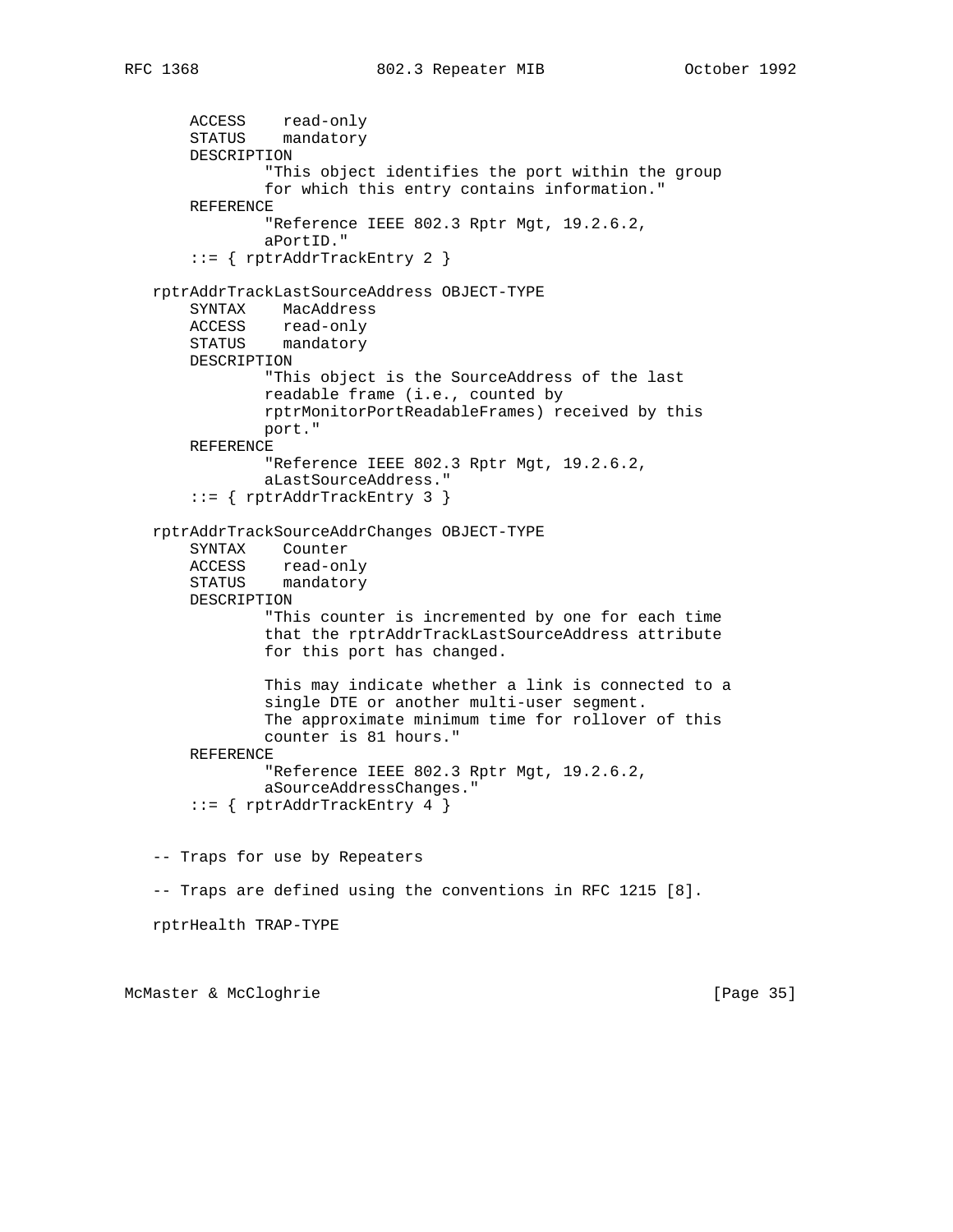```
       ACCESS    read-only
       STATUS    mandatory
       DESCRIPTION
               "This object identifies the port within the group
               for which this entry contains information."
       REFERENCE
               "Reference IEEE 802.3 Rptr Mgt, 19.2.6.2,
               aPortID."
       ::= { rptrAddrTrackEntry 2 }

   rptrAddrTrackLastSourceAddress OBJECT-TYPE
       SYNTAX    MacAddress
       ACCESS    read-only
       STATUS    mandatory
       DESCRIPTION
               "This object is the SourceAddress of the last
               readable frame (i.e., counted by
               rptrMonitorPortReadableFrames) received by this
               port."
       REFERENCE
               "Reference IEEE 802.3 Rptr Mgt, 19.2.6.2,
               aLastSourceAddress."
       ::= { rptrAddrTrackEntry 3 }

   rptrAddrTrackSourceAddrChanges OBJECT-TYPE
       SYNTAX    Counter
       ACCESS    read-only
       STATUS    mandatory
       DESCRIPTION
               "This counter is incremented by one for each time
               that the rptrAddrTrackLastSourceAddress attribute
               for this port has changed.

               This may indicate whether a link is connected to a
               single DTE or another multi-user segment.
               The approximate minimum time for rollover of this
               counter is 81 hours."
       REFERENCE
               "Reference IEEE 802.3 Rptr Mgt, 19.2.6.2,
               aSourceAddressChanges."
       ::= { rptrAddrTrackEntry 4 }


   -- Traps for use by Repeaters

   -- Traps are defined using the conventions in RFC 1215 [8].

   rptrHealth TRAP-TYPE
```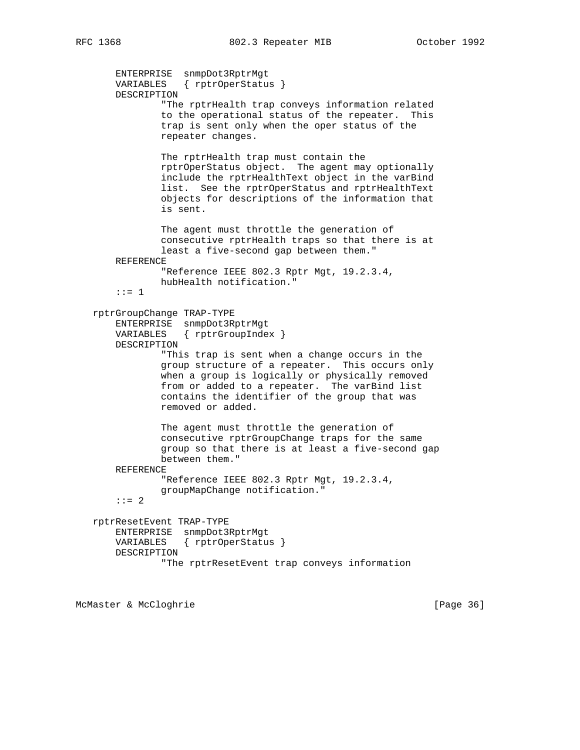```
       ENTERPRISE  snmpDot3RptrMgt
       VARIABLES   { rptrOperStatus }
       DESCRIPTION
               "The rptrHealth trap conveys information related
               to the operational status of the repeater.  This
               trap is sent only when the oper status of the
               repeater changes.

               The rptrHealth trap must contain the
               rptrOperStatus object.  The agent may optionally
               include the rptrHealthText object in the varBind
               list.  See the rptrOperStatus and rptrHealthText
               objects for descriptions of the information that
               is sent.

               The agent must throttle the generation of
               consecutive rptrHealth traps so that there is at
               least a five-second gap between them."
       REFERENCE
               "Reference IEEE 802.3 Rptr Mgt, 19.2.3.4,
               hubHealth notification."
       ::= 1

   rptrGroupChange TRAP-TYPE
       ENTERPRISE  snmpDot3RptrMgt
       VARIABLES   { rptrGroupIndex }
       DESCRIPTION
               "This trap is sent when a change occurs in the
               group structure of a repeater.  This occurs only
               when a group is logically or physically removed
               from or added to a repeater.  The varBind list
               contains the identifier of the group that was
               removed or added.

               The agent must throttle the generation of
               consecutive rptrGroupChange traps for the same
               group so that there is at least a five-second gap
               between them."
       REFERENCE
               "Reference IEEE 802.3 Rptr Mgt, 19.2.3.4,
               groupMapChange notification."
       ::= 2

   rptrResetEvent TRAP-TYPE
       ENTERPRISE  snmpDot3RptrMgt
       VARIABLES   { rptrOperStatus }
       DESCRIPTION
               "The rptrResetEvent trap conveys information
```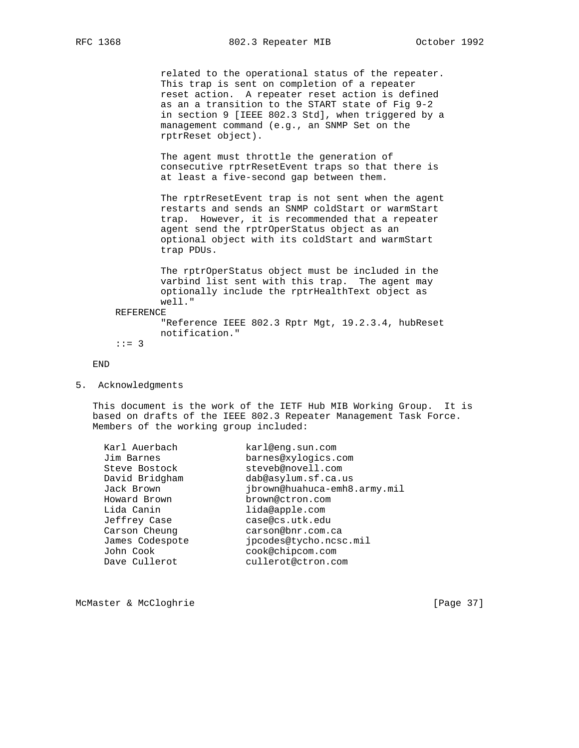```
            related to the operational status of the repeater.
            This trap is sent on completion of a repeater
            reset action.  A repeater reset action is defined
            as an a transition to the START state of Fig 9-2
            in section 9 [IEEE 802.3 Std], when triggered by a
            management command (e.g., an SNMP Set on the
            rptrReset object).

            The agent must throttle the generation of
            consecutive rptrResetEvent traps so that there is
            at least a five-second gap between them.

            The rptrResetEvent trap is not sent when the agent
            restarts and sends an SNMP coldStart or warmStart
            trap.  However, it is recommended that a repeater
            agent send the rptrOperStatus object as an
            optional object with its coldStart and warmStart
            trap PDUs.

            The rptrOperStatus object must be included in the
            varbind list sent with this trap.  The agent may
            optionally include the rptrHealthText object as
            well."
    REFERENCE
            "Reference IEEE 802.3 Rptr Mgt, 19.2.3.4, hubReset
            notification."
    ::= 3

END
```

## 5. Acknowledgments

This document is the work of the IETF Hub MIB Working Group. It is based on drafts of the IEEE 802.3 Repeater Management Task Force. Members of the working group included:

```
Karl Auerbach            karl@eng.sun.com
Jim Barnes               barnes@xylogics.com
Steve Bostock            steveb@novell.com
David Bridgham           dab@asylum.sf.ca.us
Jack Brown               jbrown@huahuca-emh8.army.mil
Howard Brown             brown@ctron.com
Lida Canin               lida@apple.com
Jeffrey Case             case@cs.utk.edu
Carson Cheung            carson@bnr.com.ca
James Codespote          jpcodes@tycho.ncsc.mil
John Cook                cook@chipcom.com
Dave Cullerot            cullerot@ctron.com
```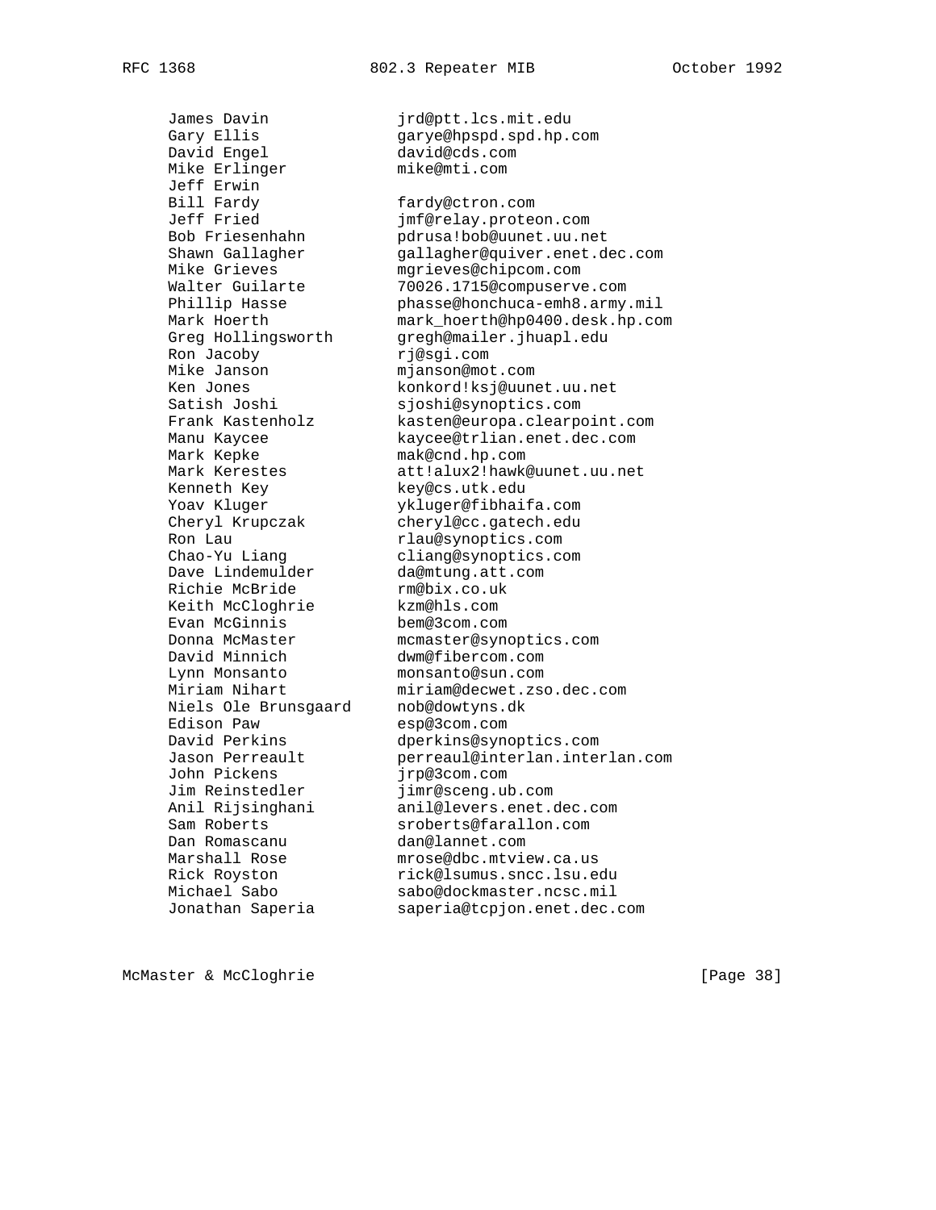```
      James Davin            jrd@ptt.lcs.mit.edu
      Gary Ellis             garye@hpspd.spd.hp.com
      David Engel            david@cds.com
      Mike Erlinger          mike@mti.com
      Jeff Erwin
      Bill Fardy             fardy@ctron.com
      Jeff Fried             jmf@relay.proteon.com
      Bob Friesenhahn        pdrusa!bob@uunet.uu.net
      Shawn Gallagher        gallagher@quiver.enet.dec.com
      Mike Grieves           mgrieves@chipcom.com
      Walter Guilarte        70026.1715@compuserve.com
      Phillip Hasse          phasse@honchuca-emh8.army.mil
      Mark Hoerth            mark_hoerth@hp0400.desk.hp.com
      Greg Hollingsworth     gregh@mailer.jhuapl.edu
      Ron Jacoby             rj@sgi.com
      Mike Janson            mjanson@mot.com
      Ken Jones              konkord!ksj@uunet.uu.net
      Satish Joshi           sjoshi@synoptics.com
      Frank Kastenholz       kasten@europa.clearpoint.com
      Manu Kaycee            kaycee@trlian.enet.dec.com
      Mark Kepke             mak@cnd.hp.com
      Mark Kerestes          att!alux2!hawk@uunet.uu.net
      Kenneth Key            key@cs.utk.edu
      Yoav Kluger            ykluger@fibhaifa.com
      Cheryl Krupczak        cheryl@cc.gatech.edu
      Ron Lau                rlau@synoptics.com
      Chao-Yu Liang          cliang@synoptics.com
      Dave Lindemulder       da@mtung.att.com
      Richie McBride         rm@bix.co.uk
      Keith McCloghrie       kzm@hls.com
      Evan McGinnis          bem@3com.com
      Donna McMaster         mcmaster@synoptics.com
      David Minnich          dwm@fibercom.com
      Lynn Monsanto          monsanto@sun.com
      Miriam Nihart          miriam@decwet.zso.dec.com
      Niels Ole Brunsgaard   nob@dowtyns.dk
      Edison Paw             esp@3com.com
      David Perkins          dperkins@synoptics.com
      Jason Perreault        perreaul@interlan.interlan.com
      John Pickens           jrp@3com.com
      Jim Reinstedler        jimr@sceng.ub.com
      Anil Rijsinghani       anil@levers.enet.dec.com
      Sam Roberts            sroberts@farallon.com
      Dan Romascanu          dan@lannet.com
      Marshall Rose          mrose@dbc.mtview.ca.us
      Rick Royston           rick@lsumus.sncc.lsu.edu
      Michael Sabo           sabo@dockmaster.ncsc.mil
      Jonathan Saperia       saperia@tcpjon.enet.dec.com
```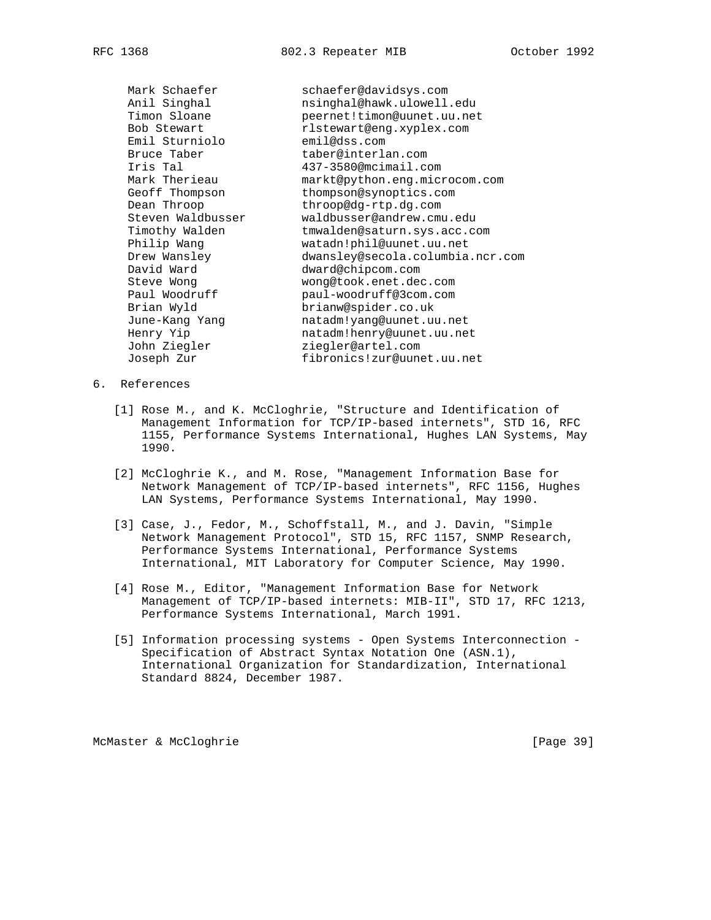| | |
|---|---|
| Mark Schaefer | schaefer@davidsys.com |
| Anil Singhal | nsinghal@hawk.ulowell.edu |
| Timon Sloane | peernet!timon@uunet.uu.net |
| Bob Stewart | rlstewart@eng.xyplex.com |
| Emil Sturniolo | emil@dss.com |
| Bruce Taber | taber@interlan.com |
| Iris Tal | 437-3580@mcimail.com |
| Mark Therieau | markt@python.eng.microcom.com |
| Geoff Thompson | thompson@synoptics.com |
| Dean Throop | throop@dg-rtp.dg.com |
| Steven Waldbusser | waldbusser@andrew.cmu.edu |
| Timothy Walden | tmwalden@saturn.sys.acc.com |
| Philip Wang | watadn!phil@uunet.uu.net |
| Drew Wansley | dwansley@secola.columbia.ncr.com |
| David Ward | dward@chipcom.com |
| Steve Wong | wong@took.enet.dec.com |
| Paul Woodruff | paul-woodruff@3com.com |
| Brian Wyld | brianw@spider.co.uk |
| June-Kang Yang | natadm!yang@uunet.uu.net |
| Henry Yip | natadm!henry@uunet.uu.net |
| John Ziegler | ziegler@artel.com |
| Joseph Zur | fibronics!zur@uunet.uu.net |

## 6. References

[1] Rose M., and K. McCloghrie, "Structure and Identification of Management Information for TCP/IP-based internets", STD 16, RFC 1155, Performance Systems International, Hughes LAN Systems, May 1990.

[2] McCloghrie K., and M. Rose, "Management Information Base for Network Management of TCP/IP-based internets", RFC 1156, Hughes LAN Systems, Performance Systems International, May 1990.

[3] Case, J., Fedor, M., Schoffstall, M., and J. Davin, "Simple Network Management Protocol", STD 15, RFC 1157, SNMP Research, Performance Systems International, Performance Systems International, MIT Laboratory for Computer Science, May 1990.

[4] Rose M., Editor, "Management Information Base for Network Management of TCP/IP-based internets: MIB-II", STD 17, RFC 1213, Performance Systems International, March 1991.

[5] Information processing systems - Open Systems Interconnection - Specification of Abstract Syntax Notation One (ASN.1), International Organization for Standardization, International Standard 8824, December 1987.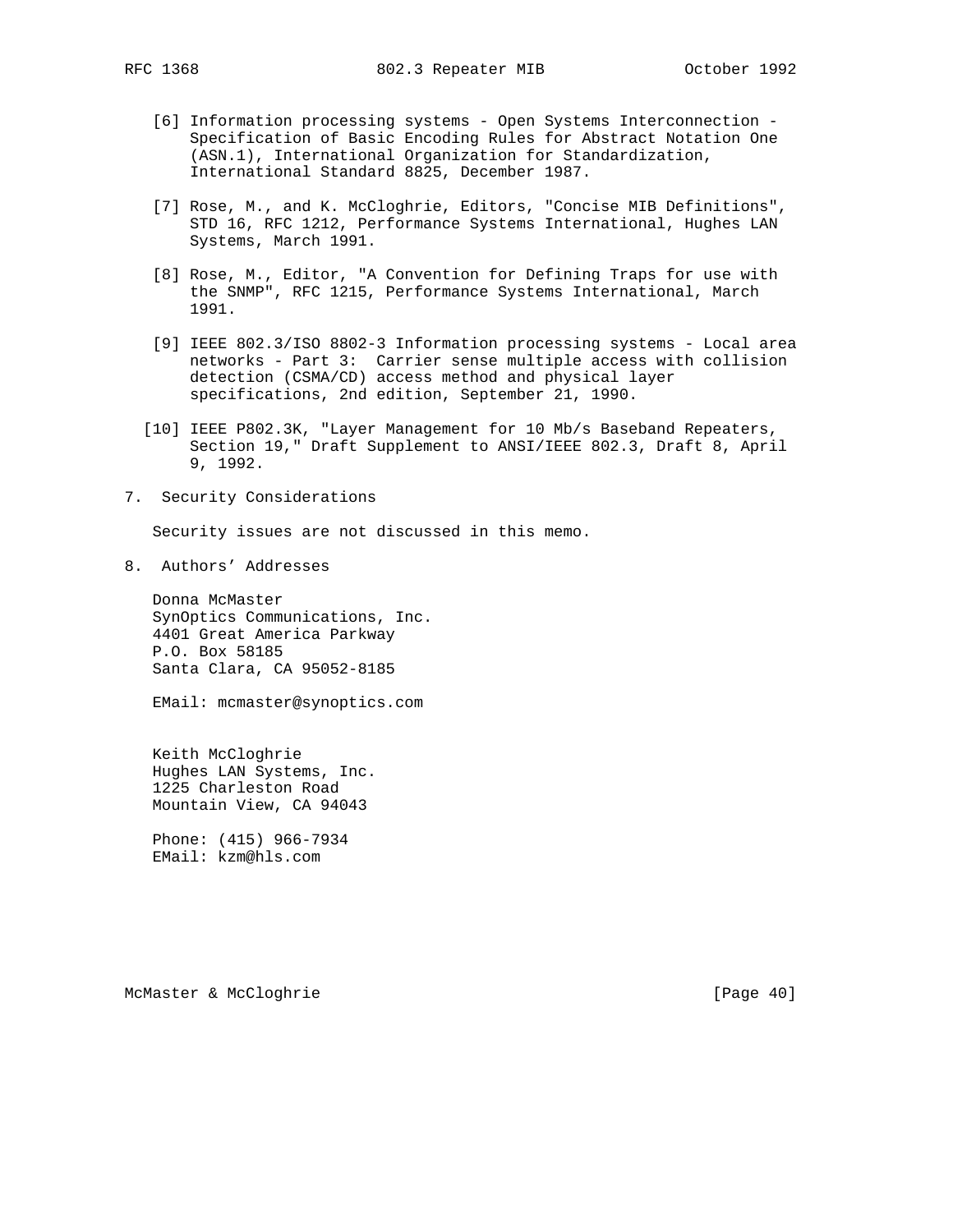[6] Information processing systems - Open Systems Interconnection - Specification of Basic Encoding Rules for Abstract Notation One (ASN.1), International Organization for Standardization, International Standard 8825, December 1987.

[7] Rose, M., and K. McCloghrie, Editors, "Concise MIB Definitions", STD 16, RFC 1212, Performance Systems International, Hughes LAN Systems, March 1991.

[8] Rose, M., Editor, "A Convention for Defining Traps for use with the SNMP", RFC 1215, Performance Systems International, March 1991.

[9] IEEE 802.3/ISO 8802-3 Information processing systems - Local area networks - Part 3: Carrier sense multiple access with collision detection (CSMA/CD) access method and physical layer specifications, 2nd edition, September 21, 1990.

[10] IEEE P802.3K, "Layer Management for 10 Mb/s Baseband Repeaters, Section 19," Draft Supplement to ANSI/IEEE 802.3, Draft 8, April 9, 1992.

## 7. Security Considerations

Security issues are not discussed in this memo.

## 8. Authors' Addresses

Donna McMaster
SynOptics Communications, Inc.
4401 Great America Parkway
P.O. Box 58185
Santa Clara, CA 95052-8185

EMail: mcmaster@synoptics.com

Keith McCloghrie
Hughes LAN Systems, Inc.
1225 Charleston Road
Mountain View, CA 94043

Phone: (415) 966-7934
EMail: kzm@hls.com